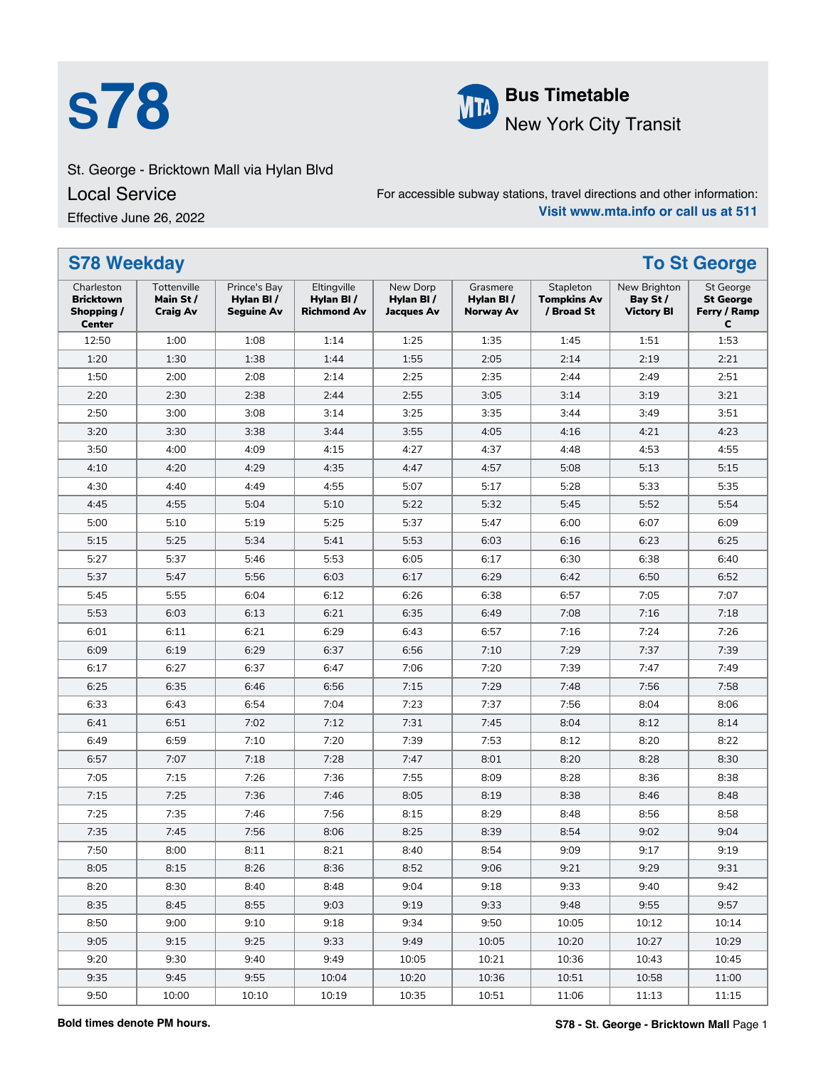# s78

**Bus Timetable**
New York City Transit

St. George - Bricktown Mall via Hylan Blvd

Local Service

Effective June 26, 2022

For accessible subway stations, travel directions and other information:
**Visit www.mta.info or call us at 511**

## S78 Weekday — To St George

| Charleston **Bricktown Shopping / Center** | Tottenville **Main St / Craig Av** | Prince's Bay **Hylan Bl / Seguine Av** | Eltingville **Hylan Bl / Richmond Av** | New Dorp **Hylan Bl / Jacques Av** | Grasmere **Hylan Bl / Norway Av** | Stapleton **Tompkins Av / Broad St** | New Brighton **Bay St / Victory Bl** | St George **St George Ferry / Ramp C** |
|---|---|---|---|---|---|---|---|---|
| 12:50 | 1:00 | 1:08 | 1:14 | 1:25 | 1:35 | 1:45 | 1:51 | 1:53 |
| 1:20 | 1:30 | 1:38 | 1:44 | 1:55 | 2:05 | 2:14 | 2:19 | 2:21 |
| 1:50 | 2:00 | 2:08 | 2:14 | 2:25 | 2:35 | 2:44 | 2:49 | 2:51 |
| 2:20 | 2:30 | 2:38 | 2:44 | 2:55 | 3:05 | 3:14 | 3:19 | 3:21 |
| 2:50 | 3:00 | 3:08 | 3:14 | 3:25 | 3:35 | 3:44 | 3:49 | 3:51 |
| 3:20 | 3:30 | 3:38 | 3:44 | 3:55 | 4:05 | 4:16 | 4:21 | 4:23 |
| 3:50 | 4:00 | 4:09 | 4:15 | 4:27 | 4:37 | 4:48 | 4:53 | 4:55 |
| 4:10 | 4:20 | 4:29 | 4:35 | 4:47 | 4:57 | 5:08 | 5:13 | 5:15 |
| 4:30 | 4:40 | 4:49 | 4:55 | 5:07 | 5:17 | 5:28 | 5:33 | 5:35 |
| 4:45 | 4:55 | 5:04 | 5:10 | 5:22 | 5:32 | 5:45 | 5:52 | 5:54 |
| 5:00 | 5:10 | 5:19 | 5:25 | 5:37 | 5:47 | 6:00 | 6:07 | 6:09 |
| 5:15 | 5:25 | 5:34 | 5:41 | 5:53 | 6:03 | 6:16 | 6:23 | 6:25 |
| 5:27 | 5:37 | 5:46 | 5:53 | 6:05 | 6:17 | 6:30 | 6:38 | 6:40 |
| 5:37 | 5:47 | 5:56 | 6:03 | 6:17 | 6:29 | 6:42 | 6:50 | 6:52 |
| 5:45 | 5:55 | 6:04 | 6:12 | 6:26 | 6:38 | 6:57 | 7:05 | 7:07 |
| 5:53 | 6:03 | 6:13 | 6:21 | 6:35 | 6:49 | 7:08 | 7:16 | 7:18 |
| 6:01 | 6:11 | 6:21 | 6:29 | 6:43 | 6:57 | 7:16 | 7:24 | 7:26 |
| 6:09 | 6:19 | 6:29 | 6:37 | 6:56 | 7:10 | 7:29 | 7:37 | 7:39 |
| 6:17 | 6:27 | 6:37 | 6:47 | 7:06 | 7:20 | 7:39 | 7:47 | 7:49 |
| 6:25 | 6:35 | 6:46 | 6:56 | 7:15 | 7:29 | 7:48 | 7:56 | 7:58 |
| 6:33 | 6:43 | 6:54 | 7:04 | 7:23 | 7:37 | 7:56 | 8:04 | 8:06 |
| 6:41 | 6:51 | 7:02 | 7:12 | 7:31 | 7:45 | 8:04 | 8:12 | 8:14 |
| 6:49 | 6:59 | 7:10 | 7:20 | 7:39 | 7:53 | 8:12 | 8:20 | 8:22 |
| 6:57 | 7:07 | 7:18 | 7:28 | 7:47 | 8:01 | 8:20 | 8:28 | 8:30 |
| 7:05 | 7:15 | 7:26 | 7:36 | 7:55 | 8:09 | 8:28 | 8:36 | 8:38 |
| 7:15 | 7:25 | 7:36 | 7:46 | 8:05 | 8:19 | 8:38 | 8:46 | 8:48 |
| 7:25 | 7:35 | 7:46 | 7:56 | 8:15 | 8:29 | 8:48 | 8:56 | 8:58 |
| 7:35 | 7:45 | 7:56 | 8:06 | 8:25 | 8:39 | 8:54 | 9:02 | 9:04 |
| 7:50 | 8:00 | 8:11 | 8:21 | 8:40 | 8:54 | 9:09 | 9:17 | 9:19 |
| 8:05 | 8:15 | 8:26 | 8:36 | 8:52 | 9:06 | 9:21 | 9:29 | 9:31 |
| 8:20 | 8:30 | 8:40 | 8:48 | 9:04 | 9:18 | 9:33 | 9:40 | 9:42 |
| 8:35 | 8:45 | 8:55 | 9:03 | 9:19 | 9:33 | 9:48 | 9:55 | 9:57 |
| 8:50 | 9:00 | 9:10 | 9:18 | 9:34 | 9:50 | 10:05 | 10:12 | 10:14 |
| 9:05 | 9:15 | 9:25 | 9:33 | 9:49 | 10:05 | 10:20 | 10:27 | 10:29 |
| 9:20 | 9:30 | 9:40 | 9:49 | 10:05 | 10:21 | 10:36 | 10:43 | 10:45 |
| 9:35 | 9:45 | 9:55 | 10:04 | 10:20 | 10:36 | 10:51 | 10:58 | 11:00 |
| 9:50 | 10:00 | 10:10 | 10:19 | 10:35 | 10:51 | 11:06 | 11:13 | 11:15 |

**Bold times denote PM hours.**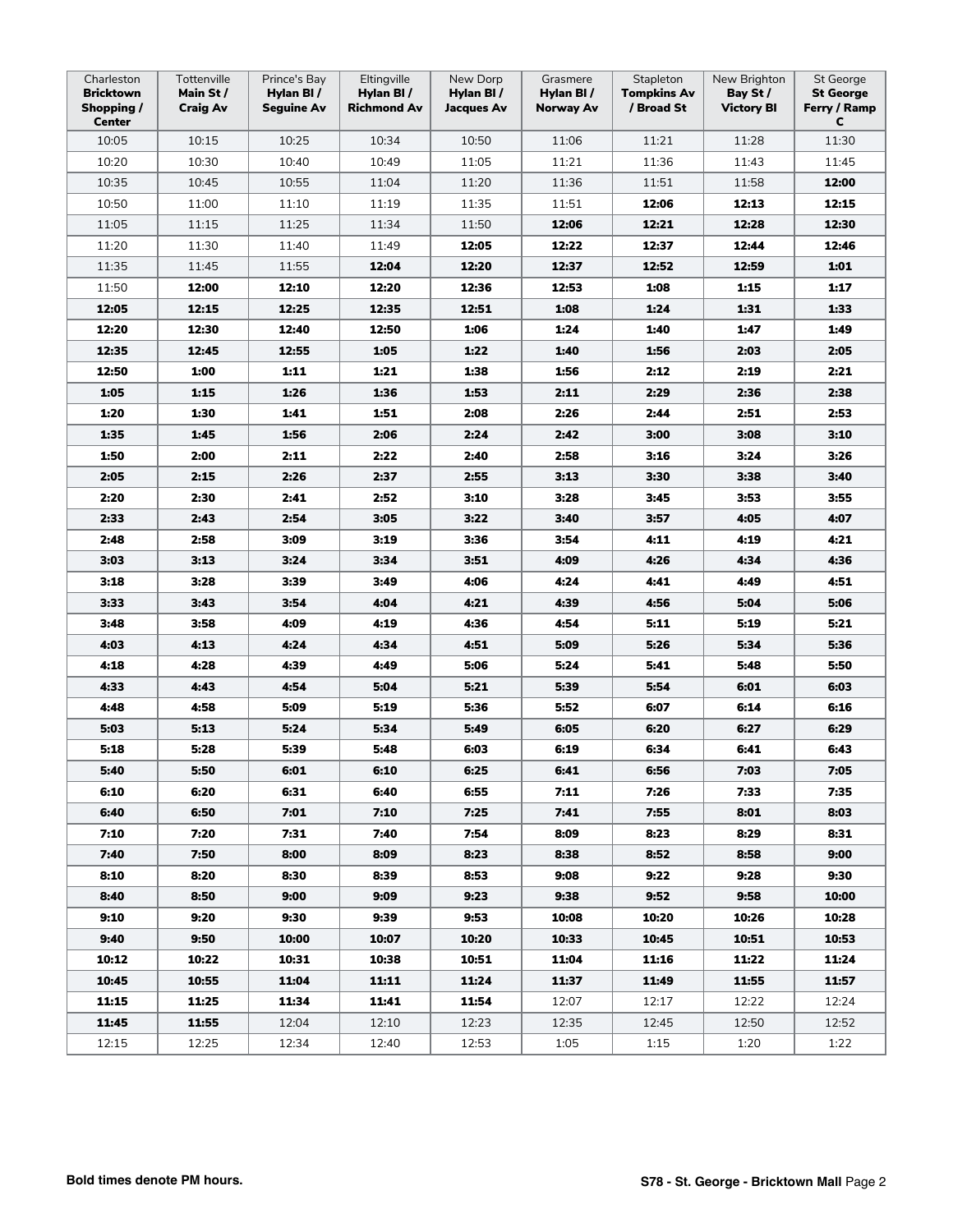| Charleston **Bricktown Shopping / Center** | Tottenville **Main St / Craig Av** | Prince's Bay **Hylan Bl / Seguine Av** | Eltingville **Hylan Bl / Richmond Av** | New Dorp **Hylan Bl / Jacques Av** | Grasmere **Hylan Bl / Norway Av** | Stapleton **Tompkins Av / Broad St** | New Brighton **Bay St / Victory Bl** | St George **St George Ferry / Ramp C** |
|---|---|---|---|---|---|---|---|---|
| 10:05 | 10:15 | 10:25 | 10:34 | 10:50 | 11:06 | 11:21 | 11:28 | 11:30 |
| 10:20 | 10:30 | 10:40 | 10:49 | 11:05 | 11:21 | 11:36 | 11:43 | 11:45 |
| 10:35 | 10:45 | 10:55 | 11:04 | 11:20 | 11:36 | 11:51 | 11:58 | **12:00** |
| 10:50 | 11:00 | 11:10 | 11:19 | 11:35 | 11:51 | **12:06** | **12:13** | **12:15** |
| 11:05 | 11:15 | 11:25 | 11:34 | 11:50 | **12:06** | **12:21** | **12:28** | **12:30** |
| 11:20 | 11:30 | 11:40 | 11:49 | **12:05** | **12:22** | **12:37** | **12:44** | **12:46** |
| 11:35 | 11:45 | 11:55 | **12:04** | **12:20** | **12:37** | **12:52** | **12:59** | **1:01** |
| 11:50 | **12:00** | **12:10** | **12:20** | **12:36** | **12:53** | **1:08** | **1:15** | **1:17** |
| **12:05** | **12:15** | **12:25** | **12:35** | **12:51** | **1:08** | **1:24** | **1:31** | **1:33** |
| **12:20** | **12:30** | **12:40** | **12:50** | **1:06** | **1:24** | **1:40** | **1:47** | **1:49** |
| **12:35** | **12:45** | **12:55** | **1:05** | **1:22** | **1:40** | **1:56** | **2:03** | **2:05** |
| **12:50** | **1:00** | **1:11** | **1:21** | **1:38** | **1:56** | **2:12** | **2:19** | **2:21** |
| **1:05** | **1:15** | **1:26** | **1:36** | **1:53** | **2:11** | **2:29** | **2:36** | **2:38** |
| **1:20** | **1:30** | **1:41** | **1:51** | **2:08** | **2:26** | **2:44** | **2:51** | **2:53** |
| **1:35** | **1:45** | **1:56** | **2:06** | **2:24** | **2:42** | **3:00** | **3:08** | **3:10** |
| **1:50** | **2:00** | **2:11** | **2:22** | **2:40** | **2:58** | **3:16** | **3:24** | **3:26** |
| **2:05** | **2:15** | **2:26** | **2:37** | **2:55** | **3:13** | **3:30** | **3:38** | **3:40** |
| **2:20** | **2:30** | **2:41** | **2:52** | **3:10** | **3:28** | **3:45** | **3:53** | **3:55** |
| **2:33** | **2:43** | **2:54** | **3:05** | **3:22** | **3:40** | **3:57** | **4:05** | **4:07** |
| **2:48** | **2:58** | **3:09** | **3:19** | **3:36** | **3:54** | **4:11** | **4:19** | **4:21** |
| **3:03** | **3:13** | **3:24** | **3:34** | **3:51** | **4:09** | **4:26** | **4:34** | **4:36** |
| **3:18** | **3:28** | **3:39** | **3:49** | **4:06** | **4:24** | **4:41** | **4:49** | **4:51** |
| **3:33** | **3:43** | **3:54** | **4:04** | **4:21** | **4:39** | **4:56** | **5:04** | **5:06** |
| **3:48** | **3:58** | **4:09** | **4:19** | **4:36** | **4:54** | **5:11** | **5:19** | **5:21** |
| **4:03** | **4:13** | **4:24** | **4:34** | **4:51** | **5:09** | **5:26** | **5:34** | **5:36** |
| **4:18** | **4:28** | **4:39** | **4:49** | **5:06** | **5:24** | **5:41** | **5:48** | **5:50** |
| **4:33** | **4:43** | **4:54** | **5:04** | **5:21** | **5:39** | **5:54** | **6:01** | **6:03** |
| **4:48** | **4:58** | **5:09** | **5:19** | **5:36** | **5:52** | **6:07** | **6:14** | **6:16** |
| **5:03** | **5:13** | **5:24** | **5:34** | **5:49** | **6:05** | **6:20** | **6:27** | **6:29** |
| **5:18** | **5:28** | **5:39** | **5:48** | **6:03** | **6:19** | **6:34** | **6:41** | **6:43** |
| **5:40** | **5:50** | **6:01** | **6:10** | **6:25** | **6:41** | **6:56** | **7:03** | **7:05** |
| **6:10** | **6:20** | **6:31** | **6:40** | **6:55** | **7:11** | **7:26** | **7:33** | **7:35** |
| **6:40** | **6:50** | **7:01** | **7:10** | **7:25** | **7:41** | **7:55** | **8:01** | **8:03** |
| **7:10** | **7:20** | **7:31** | **7:40** | **7:54** | **8:09** | **8:23** | **8:29** | **8:31** |
| **7:40** | **7:50** | **8:00** | **8:09** | **8:23** | **8:38** | **8:52** | **8:58** | **9:00** |
| **8:10** | **8:20** | **8:30** | **8:39** | **8:53** | **9:08** | **9:22** | **9:28** | **9:30** |
| **8:40** | **8:50** | **9:00** | **9:09** | **9:23** | **9:38** | **9:52** | **9:58** | **10:00** |
| **9:10** | **9:20** | **9:30** | **9:39** | **9:53** | **10:08** | **10:20** | **10:26** | **10:28** |
| **9:40** | **9:50** | **10:00** | **10:07** | **10:20** | **10:33** | **10:45** | **10:51** | **10:53** |
| **10:12** | **10:22** | **10:31** | **10:38** | **10:51** | **11:04** | **11:16** | **11:22** | **11:24** |
| **10:45** | **10:55** | **11:04** | **11:11** | **11:24** | **11:37** | **11:49** | **11:55** | **11:57** |
| **11:15** | **11:25** | **11:34** | **11:41** | **11:54** | 12:07 | 12:17 | 12:22 | 12:24 |
| **11:45** | **11:55** | 12:04 | 12:10 | 12:23 | 12:35 | 12:45 | 12:50 | 12:52 |
| 12:15 | 12:25 | 12:34 | 12:40 | 12:53 | 1:05 | 1:15 | 1:20 | 1:22 |

**Bold times denote PM hours.**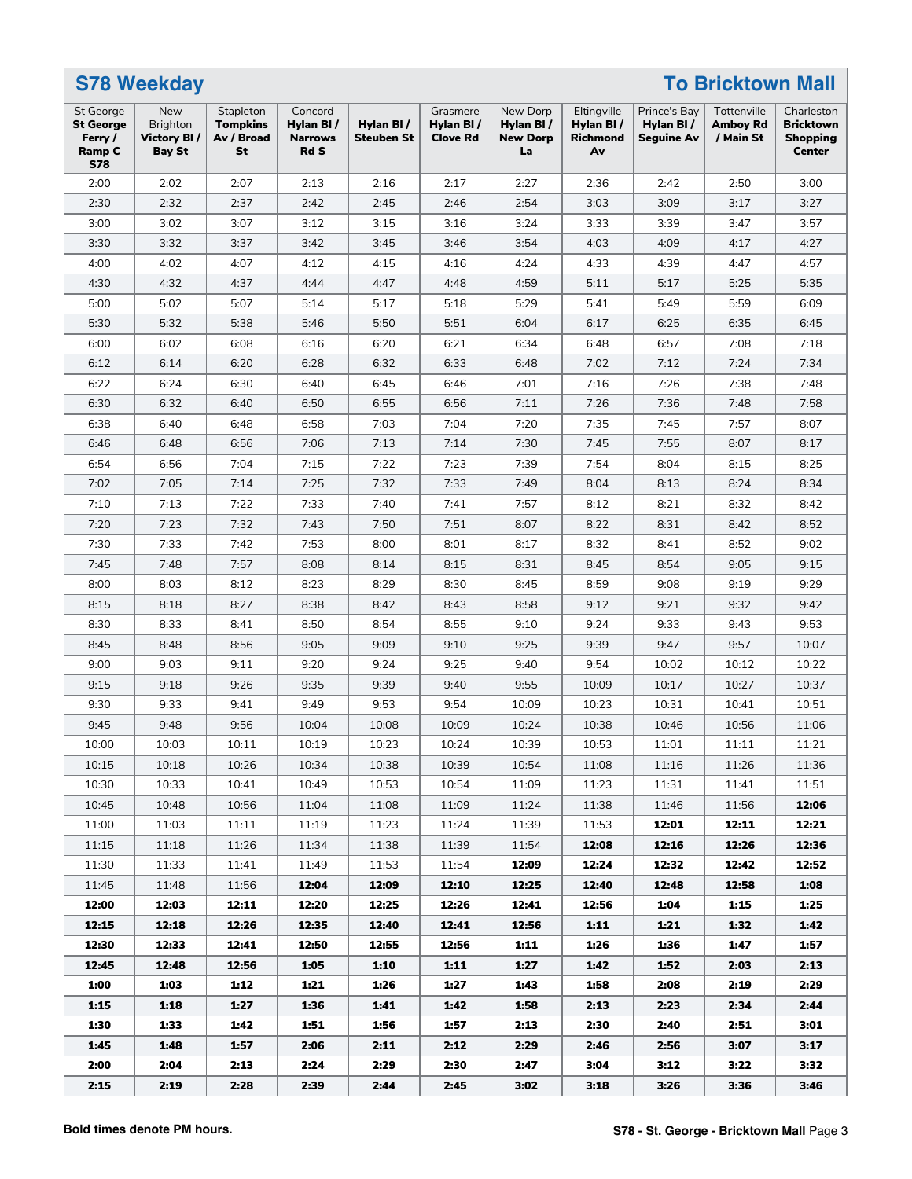## S78 Weekday — To Bricktown Mall

| St George **St George Ferry / Ramp C S78** | New Brighton **Victory Bl / Bay St** | Stapleton **Tompkins Av / Broad St** | Concord **Hylan Bl / Narrows Rd S** | **Hylan Bl / Steuben St** | Grasmere **Hylan Bl / Clove Rd** | New Dorp **Hylan Bl / New Dorp La** | Eltingville **Hylan Bl / Richmond Av** | Prince's Bay **Hylan Bl / Seguine Av** | Tottenville **Amboy Rd / Main St** | Charleston **Bricktown Shopping Center** |
|---|---|---|---|---|---|---|---|---|---|---|
| 2:00 | 2:02 | 2:07 | 2:13 | 2:16 | 2:17 | 2:27 | 2:36 | 2:42 | 2:50 | 3:00 |
| 2:30 | 2:32 | 2:37 | 2:42 | 2:45 | 2:46 | 2:54 | 3:03 | 3:09 | 3:17 | 3:27 |
| 3:00 | 3:02 | 3:07 | 3:12 | 3:15 | 3:16 | 3:24 | 3:33 | 3:39 | 3:47 | 3:57 |
| 3:30 | 3:32 | 3:37 | 3:42 | 3:45 | 3:46 | 3:54 | 4:03 | 4:09 | 4:17 | 4:27 |
| 4:00 | 4:02 | 4:07 | 4:12 | 4:15 | 4:16 | 4:24 | 4:33 | 4:39 | 4:47 | 4:57 |
| 4:30 | 4:32 | 4:37 | 4:44 | 4:47 | 4:48 | 4:59 | 5:11 | 5:17 | 5:25 | 5:35 |
| 5:00 | 5:02 | 5:07 | 5:14 | 5:17 | 5:18 | 5:29 | 5:41 | 5:49 | 5:59 | 6:09 |
| 5:30 | 5:32 | 5:38 | 5:46 | 5:50 | 5:51 | 6:04 | 6:17 | 6:25 | 6:35 | 6:45 |
| 6:00 | 6:02 | 6:08 | 6:16 | 6:20 | 6:21 | 6:34 | 6:48 | 6:57 | 7:08 | 7:18 |
| 6:12 | 6:14 | 6:20 | 6:28 | 6:32 | 6:33 | 6:48 | 7:02 | 7:12 | 7:24 | 7:34 |
| 6:22 | 6:24 | 6:30 | 6:40 | 6:45 | 6:46 | 7:01 | 7:16 | 7:26 | 7:38 | 7:48 |
| 6:30 | 6:32 | 6:40 | 6:50 | 6:55 | 6:56 | 7:11 | 7:26 | 7:36 | 7:48 | 7:58 |
| 6:38 | 6:40 | 6:48 | 6:58 | 7:03 | 7:04 | 7:20 | 7:35 | 7:45 | 7:57 | 8:07 |
| 6:46 | 6:48 | 6:56 | 7:06 | 7:13 | 7:14 | 7:30 | 7:45 | 7:55 | 8:07 | 8:17 |
| 6:54 | 6:56 | 7:04 | 7:15 | 7:22 | 7:23 | 7:39 | 7:54 | 8:04 | 8:15 | 8:25 |
| 7:02 | 7:05 | 7:14 | 7:25 | 7:32 | 7:33 | 7:49 | 8:04 | 8:13 | 8:24 | 8:34 |
| 7:10 | 7:13 | 7:22 | 7:33 | 7:40 | 7:41 | 7:57 | 8:12 | 8:21 | 8:32 | 8:42 |
| 7:20 | 7:23 | 7:32 | 7:43 | 7:50 | 7:51 | 8:07 | 8:22 | 8:31 | 8:42 | 8:52 |
| 7:30 | 7:33 | 7:42 | 7:53 | 8:00 | 8:01 | 8:17 | 8:32 | 8:41 | 8:52 | 9:02 |
| 7:45 | 7:48 | 7:57 | 8:08 | 8:14 | 8:15 | 8:31 | 8:45 | 8:54 | 9:05 | 9:15 |
| 8:00 | 8:03 | 8:12 | 8:23 | 8:29 | 8:30 | 8:45 | 8:59 | 9:08 | 9:19 | 9:29 |
| 8:15 | 8:18 | 8:27 | 8:38 | 8:42 | 8:43 | 8:58 | 9:12 | 9:21 | 9:32 | 9:42 |
| 8:30 | 8:33 | 8:41 | 8:50 | 8:54 | 8:55 | 9:10 | 9:24 | 9:33 | 9:43 | 9:53 |
| 8:45 | 8:48 | 8:56 | 9:05 | 9:09 | 9:10 | 9:25 | 9:39 | 9:47 | 9:57 | 10:07 |
| 9:00 | 9:03 | 9:11 | 9:20 | 9:24 | 9:25 | 9:40 | 9:54 | 10:02 | 10:12 | 10:22 |
| 9:15 | 9:18 | 9:26 | 9:35 | 9:39 | 9:40 | 9:55 | 10:09 | 10:17 | 10:27 | 10:37 |
| 9:30 | 9:33 | 9:41 | 9:49 | 9:53 | 9:54 | 10:09 | 10:23 | 10:31 | 10:41 | 10:51 |
| 9:45 | 9:48 | 9:56 | 10:04 | 10:08 | 10:09 | 10:24 | 10:38 | 10:46 | 10:56 | 11:06 |
| 10:00 | 10:03 | 10:11 | 10:19 | 10:23 | 10:24 | 10:39 | 10:53 | 11:01 | 11:11 | 11:21 |
| 10:15 | 10:18 | 10:26 | 10:34 | 10:38 | 10:39 | 10:54 | 11:08 | 11:16 | 11:26 | 11:36 |
| 10:30 | 10:33 | 10:41 | 10:49 | 10:53 | 10:54 | 11:09 | 11:23 | 11:31 | 11:41 | 11:51 |
| 10:45 | 10:48 | 10:56 | 11:04 | 11:08 | 11:09 | 11:24 | 11:38 | 11:46 | 11:56 | **12:06** |
| 11:00 | 11:03 | 11:11 | 11:19 | 11:23 | 11:24 | 11:39 | 11:53 | **12:01** | **12:11** | **12:21** |
| 11:15 | 11:18 | 11:26 | 11:34 | 11:38 | 11:39 | 11:54 | **12:08** | **12:16** | **12:26** | **12:36** |
| 11:30 | 11:33 | 11:41 | 11:49 | 11:53 | 11:54 | **12:09** | **12:24** | **12:32** | **12:42** | **12:52** |
| 11:45 | 11:48 | 11:56 | **12:04** | **12:09** | **12:10** | **12:25** | **12:40** | **12:48** | **12:58** | **1:08** |
| **12:00** | **12:03** | **12:11** | **12:20** | **12:25** | **12:26** | **12:41** | **12:56** | **1:04** | **1:15** | **1:25** |
| **12:15** | **12:18** | **12:26** | **12:35** | **12:40** | **12:41** | **12:56** | **1:11** | **1:21** | **1:32** | **1:42** |
| **12:30** | **12:33** | **12:41** | **12:50** | **12:55** | **12:56** | **1:11** | **1:26** | **1:36** | **1:47** | **1:57** |
| **12:45** | **12:48** | **12:56** | **1:05** | **1:10** | **1:11** | **1:27** | **1:42** | **1:52** | **2:03** | **2:13** |
| **1:00** | **1:03** | **1:12** | **1:21** | **1:26** | **1:27** | **1:43** | **1:58** | **2:08** | **2:19** | **2:29** |
| **1:15** | **1:18** | **1:27** | **1:36** | **1:41** | **1:42** | **1:58** | **2:13** | **2:23** | **2:34** | **2:44** |
| **1:30** | **1:33** | **1:42** | **1:51** | **1:56** | **1:57** | **2:13** | **2:30** | **2:40** | **2:51** | **3:01** |
| **1:45** | **1:48** | **1:57** | **2:06** | **2:11** | **2:12** | **2:29** | **2:46** | **2:56** | **3:07** | **3:17** |
| **2:00** | **2:04** | **2:13** | **2:24** | **2:29** | **2:30** | **2:47** | **3:04** | **3:12** | **3:22** | **3:32** |
| **2:15** | **2:19** | **2:28** | **2:39** | **2:44** | **2:45** | **3:02** | **3:18** | **3:26** | **3:36** | **3:46** |

**Bold times denote PM hours.**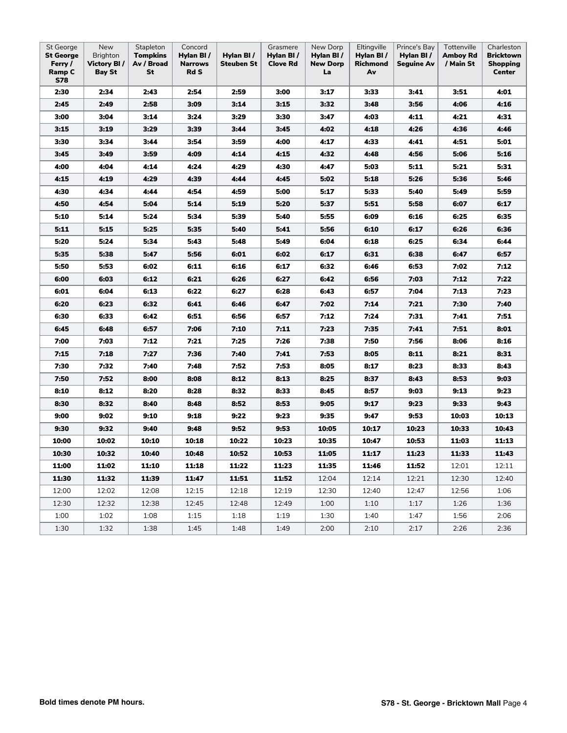| St George **St George Ferry / Ramp C S78** | New Brighton **Victory Bl / Bay St** | Stapleton **Tompkins Av / Broad St** | Concord **Hylan Bl / Narrows Rd S** | **Hylan Bl / Steuben St** | Grasmere **Hylan Bl / Clove Rd** | New Dorp **Hylan Bl / New Dorp La** | Eltingville **Hylan Bl / Richmond Av** | Prince's Bay **Hylan Bl / Seguine Av** | Tottenville **Amboy Rd / Main St** | Charleston **Bricktown Shopping Center** |
|---|---|---|---|---|---|---|---|---|---|---|
| **2:30** | **2:34** | **2:43** | **2:54** | **2:59** | **3:00** | **3:17** | **3:33** | **3:41** | **3:51** | **4:01** |
| **2:45** | **2:49** | **2:58** | **3:09** | **3:14** | **3:15** | **3:32** | **3:48** | **3:56** | **4:06** | **4:16** |
| **3:00** | **3:04** | **3:14** | **3:24** | **3:29** | **3:30** | **3:47** | **4:03** | **4:11** | **4:21** | **4:31** |
| **3:15** | **3:19** | **3:29** | **3:39** | **3:44** | **3:45** | **4:02** | **4:18** | **4:26** | **4:36** | **4:46** |
| **3:30** | **3:34** | **3:44** | **3:54** | **3:59** | **4:00** | **4:17** | **4:33** | **4:41** | **4:51** | **5:01** |
| **3:45** | **3:49** | **3:59** | **4:09** | **4:14** | **4:15** | **4:32** | **4:48** | **4:56** | **5:06** | **5:16** |
| **4:00** | **4:04** | **4:14** | **4:24** | **4:29** | **4:30** | **4:47** | **5:03** | **5:11** | **5:21** | **5:31** |
| **4:15** | **4:19** | **4:29** | **4:39** | **4:44** | **4:45** | **5:02** | **5:18** | **5:26** | **5:36** | **5:46** |
| **4:30** | **4:34** | **4:44** | **4:54** | **4:59** | **5:00** | **5:17** | **5:33** | **5:40** | **5:49** | **5:59** |
| **4:50** | **4:54** | **5:04** | **5:14** | **5:19** | **5:20** | **5:37** | **5:51** | **5:58** | **6:07** | **6:17** |
| **5:10** | **5:14** | **5:24** | **5:34** | **5:39** | **5:40** | **5:55** | **6:09** | **6:16** | **6:25** | **6:35** |
| **5:11** | **5:15** | **5:25** | **5:35** | **5:40** | **5:41** | **5:56** | **6:10** | **6:17** | **6:26** | **6:36** |
| **5:20** | **5:24** | **5:34** | **5:43** | **5:48** | **5:49** | **6:04** | **6:18** | **6:25** | **6:34** | **6:44** |
| **5:35** | **5:38** | **5:47** | **5:56** | **6:01** | **6:02** | **6:17** | **6:31** | **6:38** | **6:47** | **6:57** |
| **5:50** | **5:53** | **6:02** | **6:11** | **6:16** | **6:17** | **6:32** | **6:46** | **6:53** | **7:02** | **7:12** |
| **6:00** | **6:03** | **6:12** | **6:21** | **6:26** | **6:27** | **6:42** | **6:56** | **7:03** | **7:12** | **7:22** |
| **6:01** | **6:04** | **6:13** | **6:22** | **6:27** | **6:28** | **6:43** | **6:57** | **7:04** | **7:13** | **7:23** |
| **6:20** | **6:23** | **6:32** | **6:41** | **6:46** | **6:47** | **7:02** | **7:14** | **7:21** | **7:30** | **7:40** |
| **6:30** | **6:33** | **6:42** | **6:51** | **6:56** | **6:57** | **7:12** | **7:24** | **7:31** | **7:41** | **7:51** |
| **6:45** | **6:48** | **6:57** | **7:06** | **7:10** | **7:11** | **7:23** | **7:35** | **7:41** | **7:51** | **8:01** |
| **7:00** | **7:03** | **7:12** | **7:21** | **7:25** | **7:26** | **7:38** | **7:50** | **7:56** | **8:06** | **8:16** |
| **7:15** | **7:18** | **7:27** | **7:36** | **7:40** | **7:41** | **7:53** | **8:05** | **8:11** | **8:21** | **8:31** |
| **7:30** | **7:32** | **7:40** | **7:48** | **7:52** | **7:53** | **8:05** | **8:17** | **8:23** | **8:33** | **8:43** |
| **7:50** | **7:52** | **8:00** | **8:08** | **8:12** | **8:13** | **8:25** | **8:37** | **8:43** | **8:53** | **9:03** |
| **8:10** | **8:12** | **8:20** | **8:28** | **8:32** | **8:33** | **8:45** | **8:57** | **9:03** | **9:13** | **9:23** |
| **8:30** | **8:32** | **8:40** | **8:48** | **8:52** | **8:53** | **9:05** | **9:17** | **9:23** | **9:33** | **9:43** |
| **9:00** | **9:02** | **9:10** | **9:18** | **9:22** | **9:23** | **9:35** | **9:47** | **9:53** | **10:03** | **10:13** |
| **9:30** | **9:32** | **9:40** | **9:48** | **9:52** | **9:53** | **10:05** | **10:17** | **10:23** | **10:33** | **10:43** |
| **10:00** | **10:02** | **10:10** | **10:18** | **10:22** | **10:23** | **10:35** | **10:47** | **10:53** | **11:03** | **11:13** |
| **10:30** | **10:32** | **10:40** | **10:48** | **10:52** | **10:53** | **11:05** | **11:17** | **11:23** | **11:33** | **11:43** |
| **11:00** | **11:02** | **11:10** | **11:18** | **11:22** | **11:23** | **11:35** | **11:46** | **11:52** | 12:01 | 12:11 |
| **11:30** | **11:32** | **11:39** | **11:47** | **11:51** | **11:52** | 12:04 | 12:14 | 12:21 | 12:30 | 12:40 |
| 12:00 | 12:02 | 12:08 | 12:15 | 12:18 | 12:19 | 12:30 | 12:40 | 12:47 | 12:56 | 1:06 |
| 12:30 | 12:32 | 12:38 | 12:45 | 12:48 | 12:49 | 1:00 | 1:10 | 1:17 | 1:26 | 1:36 |
| 1:00 | 1:02 | 1:08 | 1:15 | 1:18 | 1:19 | 1:30 | 1:40 | 1:47 | 1:56 | 2:06 |
| 1:30 | 1:32 | 1:38 | 1:45 | 1:48 | 1:49 | 2:00 | 2:10 | 2:17 | 2:26 | 2:36 |

**Bold times denote PM hours.**

**S78 - St. George - Bricktown Mall**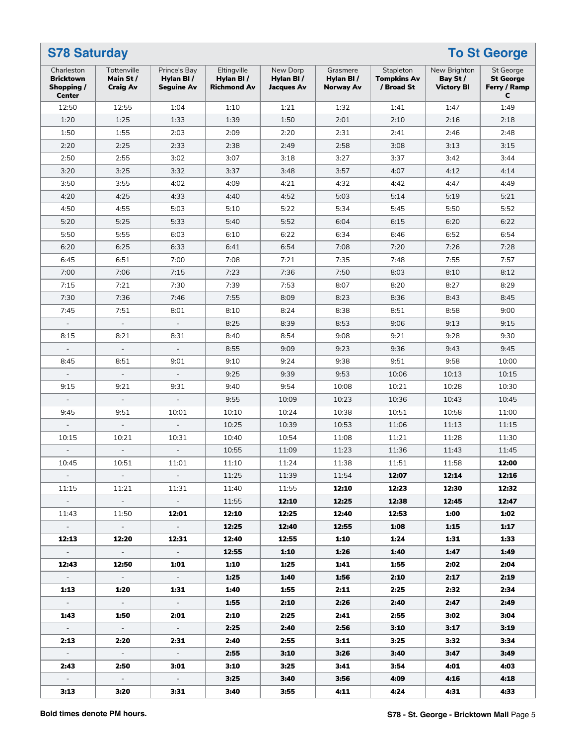## S78 Saturday — To St George

| Charleston **Bricktown Shopping / Center** | Tottenville **Main St / Craig Av** | Prince's Bay **Hylan Bl / Seguine Av** | Eltingville **Hylan Bl / Richmond Av** | New Dorp **Hylan Bl / Jacques Av** | Grasmere **Hylan Bl / Norway Av** | Stapleton **Tompkins Av / Broad St** | New Brighton **Bay St / Victory Bl** | St George **St George Ferry / Ramp C** |
|---|---|---|---|---|---|---|---|---|
| 12:50 | 12:55 | 1:04 | 1:10 | 1:21 | 1:32 | 1:41 | 1:47 | 1:49 |
| 1:20 | 1:25 | 1:33 | 1:39 | 1:50 | 2:01 | 2:10 | 2:16 | 2:18 |
| 1:50 | 1:55 | 2:03 | 2:09 | 2:20 | 2:31 | 2:41 | 2:46 | 2:48 |
| 2:20 | 2:25 | 2:33 | 2:38 | 2:49 | 2:58 | 3:08 | 3:13 | 3:15 |
| 2:50 | 2:55 | 3:02 | 3:07 | 3:18 | 3:27 | 3:37 | 3:42 | 3:44 |
| 3:20 | 3:25 | 3:32 | 3:37 | 3:48 | 3:57 | 4:07 | 4:12 | 4:14 |
| 3:50 | 3:55 | 4:02 | 4:09 | 4:21 | 4:32 | 4:42 | 4:47 | 4:49 |
| 4:20 | 4:25 | 4:33 | 4:40 | 4:52 | 5:03 | 5:14 | 5:19 | 5:21 |
| 4:50 | 4:55 | 5:03 | 5:10 | 5:22 | 5:34 | 5:45 | 5:50 | 5:52 |
| 5:20 | 5:25 | 5:33 | 5:40 | 5:52 | 6:04 | 6:15 | 6:20 | 6:22 |
| 5:50 | 5:55 | 6:03 | 6:10 | 6:22 | 6:34 | 6:46 | 6:52 | 6:54 |
| 6:20 | 6:25 | 6:33 | 6:41 | 6:54 | 7:08 | 7:20 | 7:26 | 7:28 |
| 6:45 | 6:51 | 7:00 | 7:08 | 7:21 | 7:35 | 7:48 | 7:55 | 7:57 |
| 7:00 | 7:06 | 7:15 | 7:23 | 7:36 | 7:50 | 8:03 | 8:10 | 8:12 |
| 7:15 | 7:21 | 7:30 | 7:39 | 7:53 | 8:07 | 8:20 | 8:27 | 8:29 |
| 7:30 | 7:36 | 7:46 | 7:55 | 8:09 | 8:23 | 8:36 | 8:43 | 8:45 |
| 7:45 | 7:51 | 8:01 | 8:10 | 8:24 | 8:38 | 8:51 | 8:58 | 9:00 |
| - | - | - | 8:25 | 8:39 | 8:53 | 9:06 | 9:13 | 9:15 |
| 8:15 | 8:21 | 8:31 | 8:40 | 8:54 | 9:08 | 9:21 | 9:28 | 9:30 |
| - | - | - | 8:55 | 9:09 | 9:23 | 9:36 | 9:43 | 9:45 |
| 8:45 | 8:51 | 9:01 | 9:10 | 9:24 | 9:38 | 9:51 | 9:58 | 10:00 |
| - | - | - | 9:25 | 9:39 | 9:53 | 10:06 | 10:13 | 10:15 |
| 9:15 | 9:21 | 9:31 | 9:40 | 9:54 | 10:08 | 10:21 | 10:28 | 10:30 |
| - | - | - | 9:55 | 10:09 | 10:23 | 10:36 | 10:43 | 10:45 |
| 9:45 | 9:51 | 10:01 | 10:10 | 10:24 | 10:38 | 10:51 | 10:58 | 11:00 |
| - | - | - | 10:25 | 10:39 | 10:53 | 11:06 | 11:13 | 11:15 |
| 10:15 | 10:21 | 10:31 | 10:40 | 10:54 | 11:08 | 11:21 | 11:28 | 11:30 |
| - | - | - | 10:55 | 11:09 | 11:23 | 11:36 | 11:43 | 11:45 |
| 10:45 | 10:51 | 11:01 | 11:10 | 11:24 | 11:38 | 11:51 | 11:58 | **12:00** |
| - | - | - | 11:25 | 11:39 | 11:54 | **12:07** | **12:14** | **12:16** |
| 11:15 | 11:21 | 11:31 | 11:40 | 11:55 | **12:10** | **12:23** | **12:30** | **12:32** |
| - | - | - | 11:55 | **12:10** | **12:25** | **12:38** | **12:45** | **12:47** |
| 11:43 | 11:50 | **12:01** | **12:10** | **12:25** | **12:40** | **12:53** | **1:00** | **1:02** |
| - | - | - | **12:25** | **12:40** | **12:55** | **1:08** | **1:15** | **1:17** |
| **12:13** | **12:20** | **12:31** | **12:40** | **12:55** | **1:10** | **1:24** | **1:31** | **1:33** |
| - | - | - | **12:55** | **1:10** | **1:26** | **1:40** | **1:47** | **1:49** |
| **12:43** | **12:50** | **1:01** | **1:10** | **1:25** | **1:41** | **1:55** | **2:02** | **2:04** |
| - | - | - | **1:25** | **1:40** | **1:56** | **2:10** | **2:17** | **2:19** |
| **1:13** | **1:20** | **1:31** | **1:40** | **1:55** | **2:11** | **2:25** | **2:32** | **2:34** |
| - | - | - | **1:55** | **2:10** | **2:26** | **2:40** | **2:47** | **2:49** |
| **1:43** | **1:50** | **2:01** | **2:10** | **2:25** | **2:41** | **2:55** | **3:02** | **3:04** |
| - | - | - | **2:25** | **2:40** | **2:56** | **3:10** | **3:17** | **3:19** |
| **2:13** | **2:20** | **2:31** | **2:40** | **2:55** | **3:11** | **3:25** | **3:32** | **3:34** |
| - | - | - | **2:55** | **3:10** | **3:26** | **3:40** | **3:47** | **3:49** |
| **2:43** | **2:50** | **3:01** | **3:10** | **3:25** | **3:41** | **3:54** | **4:01** | **4:03** |
| - | - | - | **3:25** | **3:40** | **3:56** | **4:09** | **4:16** | **4:18** |
| **3:13** | **3:20** | **3:31** | **3:40** | **3:55** | **4:11** | **4:24** | **4:31** | **4:33** |

**Bold times denote PM hours.**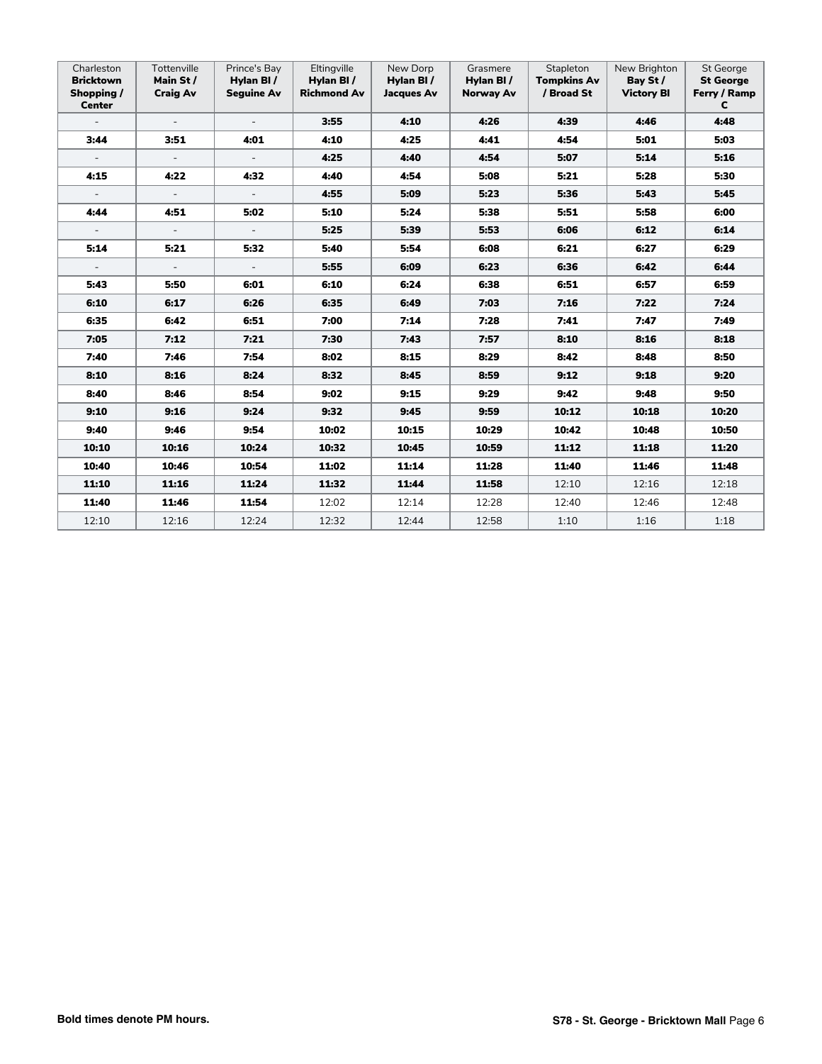| Charleston **Bricktown Shopping / Center** | Tottenville **Main St / Craig Av** | Prince's Bay **Hylan Bl / Seguine Av** | Eltingville **Hylan Bl / Richmond Av** | New Dorp **Hylan Bl / Jacques Av** | Grasmere **Hylan Bl / Norway Av** | Stapleton **Tompkins Av / Broad St** | New Brighton **Bay St / Victory Bl** | St George **St George Ferry / Ramp C** |
|---|---|---|---|---|---|---|---|---|
| - | - | - | **3:55** | **4:10** | **4:26** | **4:39** | **4:46** | **4:48** |
| **3:44** | **3:51** | **4:01** | **4:10** | **4:25** | **4:41** | **4:54** | **5:01** | **5:03** |
| - | - | - | **4:25** | **4:40** | **4:54** | **5:07** | **5:14** | **5:16** |
| **4:15** | **4:22** | **4:32** | **4:40** | **4:54** | **5:08** | **5:21** | **5:28** | **5:30** |
| - | - | - | **4:55** | **5:09** | **5:23** | **5:36** | **5:43** | **5:45** |
| **4:44** | **4:51** | **5:02** | **5:10** | **5:24** | **5:38** | **5:51** | **5:58** | **6:00** |
| - | - | - | **5:25** | **5:39** | **5:53** | **6:06** | **6:12** | **6:14** |
| **5:14** | **5:21** | **5:32** | **5:40** | **5:54** | **6:08** | **6:21** | **6:27** | **6:29** |
| - | - | - | **5:55** | **6:09** | **6:23** | **6:36** | **6:42** | **6:44** |
| **5:43** | **5:50** | **6:01** | **6:10** | **6:24** | **6:38** | **6:51** | **6:57** | **6:59** |
| **6:10** | **6:17** | **6:26** | **6:35** | **6:49** | **7:03** | **7:16** | **7:22** | **7:24** |
| **6:35** | **6:42** | **6:51** | **7:00** | **7:14** | **7:28** | **7:41** | **7:47** | **7:49** |
| **7:05** | **7:12** | **7:21** | **7:30** | **7:43** | **7:57** | **8:10** | **8:16** | **8:18** |
| **7:40** | **7:46** | **7:54** | **8:02** | **8:15** | **8:29** | **8:42** | **8:48** | **8:50** |
| **8:10** | **8:16** | **8:24** | **8:32** | **8:45** | **8:59** | **9:12** | **9:18** | **9:20** |
| **8:40** | **8:46** | **8:54** | **9:02** | **9:15** | **9:29** | **9:42** | **9:48** | **9:50** |
| **9:10** | **9:16** | **9:24** | **9:32** | **9:45** | **9:59** | **10:12** | **10:18** | **10:20** |
| **9:40** | **9:46** | **9:54** | **10:02** | **10:15** | **10:29** | **10:42** | **10:48** | **10:50** |
| **10:10** | **10:16** | **10:24** | **10:32** | **10:45** | **10:59** | **11:12** | **11:18** | **11:20** |
| **10:40** | **10:46** | **10:54** | **11:02** | **11:14** | **11:28** | **11:40** | **11:46** | **11:48** |
| **11:10** | **11:16** | **11:24** | **11:32** | **11:44** | **11:58** | 12:10 | 12:16 | 12:18 |
| **11:40** | **11:46** | **11:54** | 12:02 | 12:14 | 12:28 | 12:40 | 12:46 | 12:48 |
| 12:10 | 12:16 | 12:24 | 12:32 | 12:44 | 12:58 | 1:10 | 1:16 | 1:18 |

**Bold times denote PM hours.**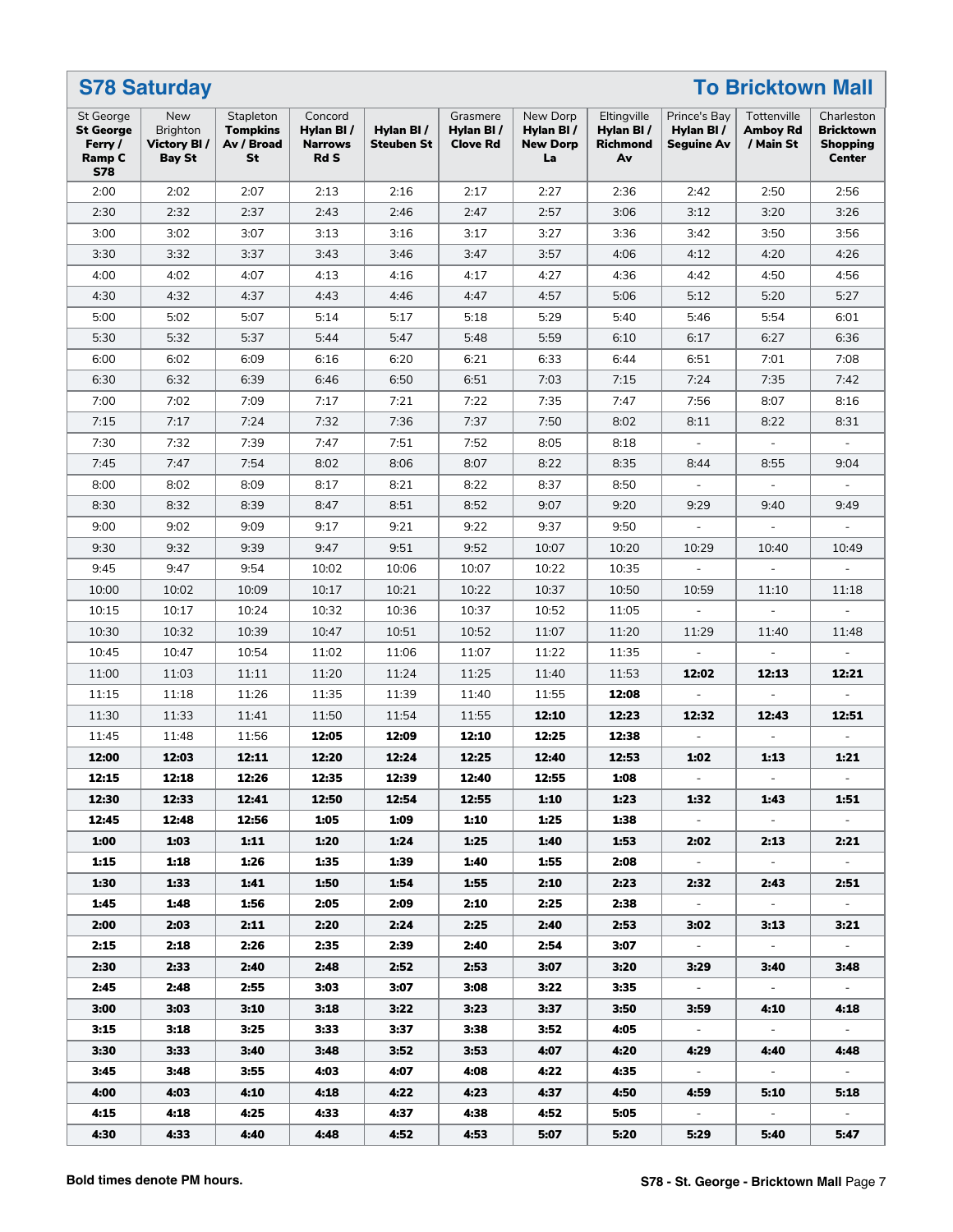## S78 Saturday — To Bricktown Mall

| St George **St George Ferry / Ramp C S78** | New Brighton **Victory Bl / Bay St** | Stapleton **Tompkins Av / Broad St** | Concord **Hylan Bl / Narrows Rd S** | **Hylan Bl / Steuben St** | Grasmere **Hylan Bl / Clove Rd** | New Dorp **Hylan Bl / New Dorp La** | Eltingville **Hylan Bl / Richmond Av** | Prince's Bay **Hylan Bl / Seguine Av** | Tottenville **Amboy Rd / Main St** | Charleston **Bricktown Shopping Center** |
|---|---|---|---|---|---|---|---|---|---|---|
| 2:00 | 2:02 | 2:07 | 2:13 | 2:16 | 2:17 | 2:27 | 2:36 | 2:42 | 2:50 | 2:56 |
| 2:30 | 2:32 | 2:37 | 2:43 | 2:46 | 2:47 | 2:57 | 3:06 | 3:12 | 3:20 | 3:26 |
| 3:00 | 3:02 | 3:07 | 3:13 | 3:16 | 3:17 | 3:27 | 3:36 | 3:42 | 3:50 | 3:56 |
| 3:30 | 3:32 | 3:37 | 3:43 | 3:46 | 3:47 | 3:57 | 4:06 | 4:12 | 4:20 | 4:26 |
| 4:00 | 4:02 | 4:07 | 4:13 | 4:16 | 4:17 | 4:27 | 4:36 | 4:42 | 4:50 | 4:56 |
| 4:30 | 4:32 | 4:37 | 4:43 | 4:46 | 4:47 | 4:57 | 5:06 | 5:12 | 5:20 | 5:27 |
| 5:00 | 5:02 | 5:07 | 5:14 | 5:17 | 5:18 | 5:29 | 5:40 | 5:46 | 5:54 | 6:01 |
| 5:30 | 5:32 | 5:37 | 5:44 | 5:47 | 5:48 | 5:59 | 6:10 | 6:17 | 6:27 | 6:36 |
| 6:00 | 6:02 | 6:09 | 6:16 | 6:20 | 6:21 | 6:33 | 6:44 | 6:51 | 7:01 | 7:08 |
| 6:30 | 6:32 | 6:39 | 6:46 | 6:50 | 6:51 | 7:03 | 7:15 | 7:24 | 7:35 | 7:42 |
| 7:00 | 7:02 | 7:09 | 7:17 | 7:21 | 7:22 | 7:35 | 7:47 | 7:56 | 8:07 | 8:16 |
| 7:15 | 7:17 | 7:24 | 7:32 | 7:36 | 7:37 | 7:50 | 8:02 | 8:11 | 8:22 | 8:31 |
| 7:30 | 7:32 | 7:39 | 7:47 | 7:51 | 7:52 | 8:05 | 8:18 | - | - | - |
| 7:45 | 7:47 | 7:54 | 8:02 | 8:06 | 8:07 | 8:22 | 8:35 | 8:44 | 8:55 | 9:04 |
| 8:00 | 8:02 | 8:09 | 8:17 | 8:21 | 8:22 | 8:37 | 8:50 | - | - | - |
| 8:30 | 8:32 | 8:39 | 8:47 | 8:51 | 8:52 | 9:07 | 9:20 | 9:29 | 9:40 | 9:49 |
| 9:00 | 9:02 | 9:09 | 9:17 | 9:21 | 9:22 | 9:37 | 9:50 | - | - | - |
| 9:30 | 9:32 | 9:39 | 9:47 | 9:51 | 9:52 | 10:07 | 10:20 | 10:29 | 10:40 | 10:49 |
| 9:45 | 9:47 | 9:54 | 10:02 | 10:06 | 10:07 | 10:22 | 10:35 | - | - | - |
| 10:00 | 10:02 | 10:09 | 10:17 | 10:21 | 10:22 | 10:37 | 10:50 | 10:59 | 11:10 | 11:18 |
| 10:15 | 10:17 | 10:24 | 10:32 | 10:36 | 10:37 | 10:52 | 11:05 | - | - | - |
| 10:30 | 10:32 | 10:39 | 10:47 | 10:51 | 10:52 | 11:07 | 11:20 | 11:29 | 11:40 | 11:48 |
| 10:45 | 10:47 | 10:54 | 11:02 | 11:06 | 11:07 | 11:22 | 11:35 | - | - | - |
| 11:00 | 11:03 | 11:11 | 11:20 | 11:24 | 11:25 | 11:40 | 11:53 | **12:02** | **12:13** | **12:21** |
| 11:15 | 11:18 | 11:26 | 11:35 | 11:39 | 11:40 | 11:55 | **12:08** | - | - | - |
| 11:30 | 11:33 | 11:41 | 11:50 | 11:54 | 11:55 | **12:10** | **12:23** | **12:32** | **12:43** | **12:51** |
| 11:45 | 11:48 | 11:56 | **12:05** | **12:09** | **12:10** | **12:25** | **12:38** | - | - | - |
| **12:00** | **12:03** | **12:11** | **12:20** | **12:24** | **12:25** | **12:40** | **12:53** | **1:02** | **1:13** | **1:21** |
| **12:15** | **12:18** | **12:26** | **12:35** | **12:39** | **12:40** | **12:55** | **1:08** | - | - | - |
| **12:30** | **12:33** | **12:41** | **12:50** | **12:54** | **12:55** | **1:10** | **1:23** | **1:32** | **1:43** | **1:51** |
| **12:45** | **12:48** | **12:56** | **1:05** | **1:09** | **1:10** | **1:25** | **1:38** | - | - | - |
| **1:00** | **1:03** | **1:11** | **1:20** | **1:24** | **1:25** | **1:40** | **1:53** | **2:02** | **2:13** | **2:21** |
| **1:15** | **1:18** | **1:26** | **1:35** | **1:39** | **1:40** | **1:55** | **2:08** | - | - | - |
| **1:30** | **1:33** | **1:41** | **1:50** | **1:54** | **1:55** | **2:10** | **2:23** | **2:32** | **2:43** | **2:51** |
| **1:45** | **1:48** | **1:56** | **2:05** | **2:09** | **2:10** | **2:25** | **2:38** | - | - | - |
| **2:00** | **2:03** | **2:11** | **2:20** | **2:24** | **2:25** | **2:40** | **2:53** | **3:02** | **3:13** | **3:21** |
| **2:15** | **2:18** | **2:26** | **2:35** | **2:39** | **2:40** | **2:54** | **3:07** | - | - | - |
| **2:30** | **2:33** | **2:40** | **2:48** | **2:52** | **2:53** | **3:07** | **3:20** | **3:29** | **3:40** | **3:48** |
| **2:45** | **2:48** | **2:55** | **3:03** | **3:07** | **3:08** | **3:22** | **3:35** | - | - | - |
| **3:00** | **3:03** | **3:10** | **3:18** | **3:22** | **3:23** | **3:37** | **3:50** | **3:59** | **4:10** | **4:18** |
| **3:15** | **3:18** | **3:25** | **3:33** | **3:37** | **3:38** | **3:52** | **4:05** | - | - | - |
| **3:30** | **3:33** | **3:40** | **3:48** | **3:52** | **3:53** | **4:07** | **4:20** | **4:29** | **4:40** | **4:48** |
| **3:45** | **3:48** | **3:55** | **4:03** | **4:07** | **4:08** | **4:22** | **4:35** | - | - | - |
| **4:00** | **4:03** | **4:10** | **4:18** | **4:22** | **4:23** | **4:37** | **4:50** | **4:59** | **5:10** | **5:18** |
| **4:15** | **4:18** | **4:25** | **4:33** | **4:37** | **4:38** | **4:52** | **5:05** | - | - | - |
| **4:30** | **4:33** | **4:40** | **4:48** | **4:52** | **4:53** | **5:07** | **5:20** | **5:29** | **5:40** | **5:47** |

**Bold times denote PM hours.**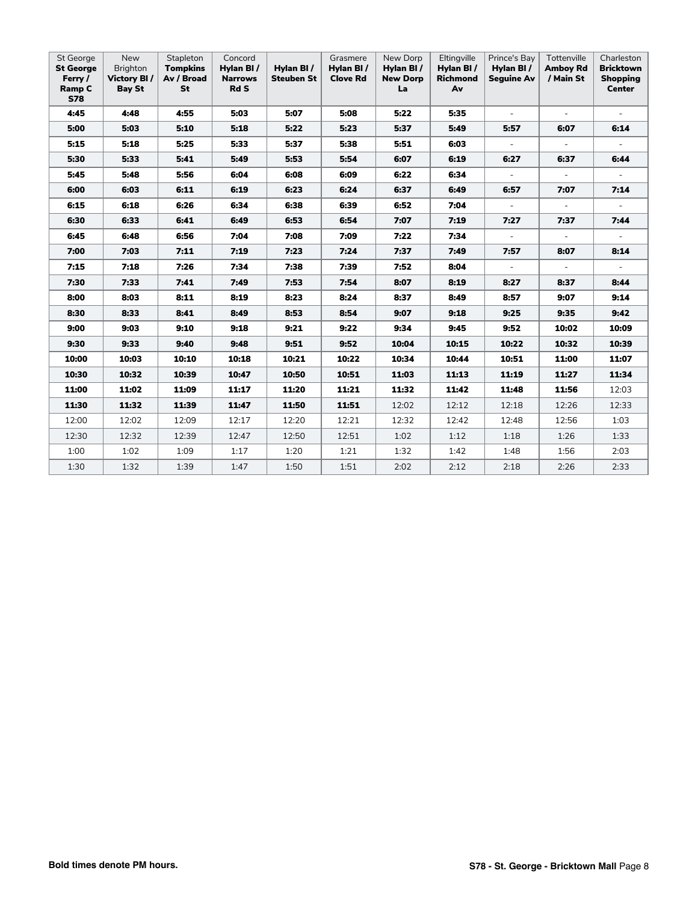| St George **St George Ferry / Ramp C S78** | New Brighton **Victory Bl / Bay St** | Stapleton **Tompkins Av / Broad St** | Concord **Hylan Bl / Narrows Rd S** | **Hylan Bl / Steuben St** | Grasmere **Hylan Bl / Clove Rd** | New Dorp **Hylan Bl / New Dorp La** | Eltingville **Hylan Bl / Richmond Av** | Prince's Bay **Hylan Bl / Seguine Av** | Tottenville **Amboy Rd / Main St** | Charleston **Bricktown Shopping Center** |
|---|---|---|---|---|---|---|---|---|---|---|
| **4:45** | **4:48** | **4:55** | **5:03** | **5:07** | **5:08** | **5:22** | **5:35** | - | - | - |
| **5:00** | **5:03** | **5:10** | **5:18** | **5:22** | **5:23** | **5:37** | **5:49** | **5:57** | **6:07** | **6:14** |
| **5:15** | **5:18** | **5:25** | **5:33** | **5:37** | **5:38** | **5:51** | **6:03** | - | - | - |
| **5:30** | **5:33** | **5:41** | **5:49** | **5:53** | **5:54** | **6:07** | **6:19** | **6:27** | **6:37** | **6:44** |
| **5:45** | **5:48** | **5:56** | **6:04** | **6:08** | **6:09** | **6:22** | **6:34** | - | - | - |
| **6:00** | **6:03** | **6:11** | **6:19** | **6:23** | **6:24** | **6:37** | **6:49** | **6:57** | **7:07** | **7:14** |
| **6:15** | **6:18** | **6:26** | **6:34** | **6:38** | **6:39** | **6:52** | **7:04** | - | - | - |
| **6:30** | **6:33** | **6:41** | **6:49** | **6:53** | **6:54** | **7:07** | **7:19** | **7:27** | **7:37** | **7:44** |
| **6:45** | **6:48** | **6:56** | **7:04** | **7:08** | **7:09** | **7:22** | **7:34** | - | - | - |
| **7:00** | **7:03** | **7:11** | **7:19** | **7:23** | **7:24** | **7:37** | **7:49** | **7:57** | **8:07** | **8:14** |
| **7:15** | **7:18** | **7:26** | **7:34** | **7:38** | **7:39** | **7:52** | **8:04** | - | - | - |
| **7:30** | **7:33** | **7:41** | **7:49** | **7:53** | **7:54** | **8:07** | **8:19** | **8:27** | **8:37** | **8:44** |
| **8:00** | **8:03** | **8:11** | **8:19** | **8:23** | **8:24** | **8:37** | **8:49** | **8:57** | **9:07** | **9:14** |
| **8:30** | **8:33** | **8:41** | **8:49** | **8:53** | **8:54** | **9:07** | **9:18** | **9:25** | **9:35** | **9:42** |
| **9:00** | **9:03** | **9:10** | **9:18** | **9:21** | **9:22** | **9:34** | **9:45** | **9:52** | **10:02** | **10:09** |
| **9:30** | **9:33** | **9:40** | **9:48** | **9:51** | **9:52** | **10:04** | **10:15** | **10:22** | **10:32** | **10:39** |
| **10:00** | **10:03** | **10:10** | **10:18** | **10:21** | **10:22** | **10:34** | **10:44** | **10:51** | **11:00** | **11:07** |
| **10:30** | **10:32** | **10:39** | **10:47** | **10:50** | **10:51** | **11:03** | **11:13** | **11:19** | **11:27** | **11:34** |
| **11:00** | **11:02** | **11:09** | **11:17** | **11:20** | **11:21** | **11:32** | **11:42** | **11:48** | **11:56** | 12:03 |
| **11:30** | **11:32** | **11:39** | **11:47** | **11:50** | **11:51** | 12:02 | 12:12 | 12:18 | 12:26 | 12:33 |
| 12:00 | 12:02 | 12:09 | 12:17 | 12:20 | 12:21 | 12:32 | 12:42 | 12:48 | 12:56 | 1:03 |
| 12:30 | 12:32 | 12:39 | 12:47 | 12:50 | 12:51 | 1:02 | 1:12 | 1:18 | 1:26 | 1:33 |
| 1:00 | 1:02 | 1:09 | 1:17 | 1:20 | 1:21 | 1:32 | 1:42 | 1:48 | 1:56 | 2:03 |
| 1:30 | 1:32 | 1:39 | 1:47 | 1:50 | 1:51 | 2:02 | 2:12 | 2:18 | 2:26 | 2:33 |

**Bold times denote PM hours.**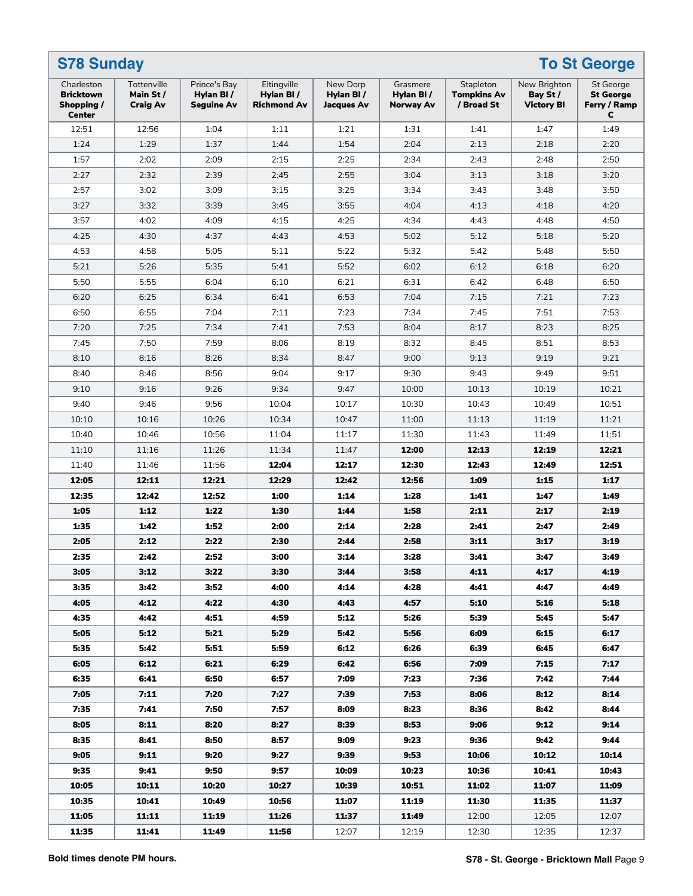## S78 Sunday — To St George

| Charleston **Bricktown Shopping / Center** | Tottenville **Main St / Craig Av** | Prince's Bay **Hylan Bl / Seguine Av** | Eltingville **Hylan Bl / Richmond Av** | New Dorp **Hylan Bl / Jacques Av** | Grasmere **Hylan Bl / Norway Av** | Stapleton **Tompkins Av / Broad St** | New Brighton **Bay St / Victory Bl** | St George **St George Ferry / Ramp C** |
|---|---|---|---|---|---|---|---|---|
| 12:51 | 12:56 | 1:04 | 1:11 | 1:21 | 1:31 | 1:41 | 1:47 | 1:49 |
| 1:24 | 1:29 | 1:37 | 1:44 | 1:54 | 2:04 | 2:13 | 2:18 | 2:20 |
| 1:57 | 2:02 | 2:09 | 2:15 | 2:25 | 2:34 | 2:43 | 2:48 | 2:50 |
| 2:27 | 2:32 | 2:39 | 2:45 | 2:55 | 3:04 | 3:13 | 3:18 | 3:20 |
| 2:57 | 3:02 | 3:09 | 3:15 | 3:25 | 3:34 | 3:43 | 3:48 | 3:50 |
| 3:27 | 3:32 | 3:39 | 3:45 | 3:55 | 4:04 | 4:13 | 4:18 | 4:20 |
| 3:57 | 4:02 | 4:09 | 4:15 | 4:25 | 4:34 | 4:43 | 4:48 | 4:50 |
| 4:25 | 4:30 | 4:37 | 4:43 | 4:53 | 5:02 | 5:12 | 5:18 | 5:20 |
| 4:53 | 4:58 | 5:05 | 5:11 | 5:22 | 5:32 | 5:42 | 5:48 | 5:50 |
| 5:21 | 5:26 | 5:35 | 5:41 | 5:52 | 6:02 | 6:12 | 6:18 | 6:20 |
| 5:50 | 5:55 | 6:04 | 6:10 | 6:21 | 6:31 | 6:42 | 6:48 | 6:50 |
| 6:20 | 6:25 | 6:34 | 6:41 | 6:53 | 7:04 | 7:15 | 7:21 | 7:23 |
| 6:50 | 6:55 | 7:04 | 7:11 | 7:23 | 7:34 | 7:45 | 7:51 | 7:53 |
| 7:20 | 7:25 | 7:34 | 7:41 | 7:53 | 8:04 | 8:17 | 8:23 | 8:25 |
| 7:45 | 7:50 | 7:59 | 8:06 | 8:19 | 8:32 | 8:45 | 8:51 | 8:53 |
| 8:10 | 8:16 | 8:26 | 8:34 | 8:47 | 9:00 | 9:13 | 9:19 | 9:21 |
| 8:40 | 8:46 | 8:56 | 9:04 | 9:17 | 9:30 | 9:43 | 9:49 | 9:51 |
| 9:10 | 9:16 | 9:26 | 9:34 | 9:47 | 10:00 | 10:13 | 10:19 | 10:21 |
| 9:40 | 9:46 | 9:56 | 10:04 | 10:17 | 10:30 | 10:43 | 10:49 | 10:51 |
| 10:10 | 10:16 | 10:26 | 10:34 | 10:47 | 11:00 | 11:13 | 11:19 | 11:21 |
| 10:40 | 10:46 | 10:56 | 11:04 | 11:17 | 11:30 | 11:43 | 11:49 | 11:51 |
| 11:10 | 11:16 | 11:26 | 11:34 | 11:47 | **12:00** | **12:13** | **12:19** | **12:21** |
| 11:40 | 11:46 | 11:56 | **12:04** | **12:17** | **12:30** | **12:43** | **12:49** | **12:51** |
| **12:05** | **12:11** | **12:21** | **12:29** | **12:42** | **12:56** | **1:09** | **1:15** | **1:17** |
| **12:35** | **12:42** | **12:52** | **1:00** | **1:14** | **1:28** | **1:41** | **1:47** | **1:49** |
| **1:05** | **1:12** | **1:22** | **1:30** | **1:44** | **1:58** | **2:11** | **2:17** | **2:19** |
| **1:35** | **1:42** | **1:52** | **2:00** | **2:14** | **2:28** | **2:41** | **2:47** | **2:49** |
| **2:05** | **2:12** | **2:22** | **2:30** | **2:44** | **2:58** | **3:11** | **3:17** | **3:19** |
| **2:35** | **2:42** | **2:52** | **3:00** | **3:14** | **3:28** | **3:41** | **3:47** | **3:49** |
| **3:05** | **3:12** | **3:22** | **3:30** | **3:44** | **3:58** | **4:11** | **4:17** | **4:19** |
| **3:35** | **3:42** | **3:52** | **4:00** | **4:14** | **4:28** | **4:41** | **4:47** | **4:49** |
| **4:05** | **4:12** | **4:22** | **4:30** | **4:43** | **4:57** | **5:10** | **5:16** | **5:18** |
| **4:35** | **4:42** | **4:51** | **4:59** | **5:12** | **5:26** | **5:39** | **5:45** | **5:47** |
| **5:05** | **5:12** | **5:21** | **5:29** | **5:42** | **5:56** | **6:09** | **6:15** | **6:17** |
| **5:35** | **5:42** | **5:51** | **5:59** | **6:12** | **6:26** | **6:39** | **6:45** | **6:47** |
| **6:05** | **6:12** | **6:21** | **6:29** | **6:42** | **6:56** | **7:09** | **7:15** | **7:17** |
| **6:35** | **6:41** | **6:50** | **6:57** | **7:09** | **7:23** | **7:36** | **7:42** | **7:44** |
| **7:05** | **7:11** | **7:20** | **7:27** | **7:39** | **7:53** | **8:06** | **8:12** | **8:14** |
| **7:35** | **7:41** | **7:50** | **7:57** | **8:09** | **8:23** | **8:36** | **8:42** | **8:44** |
| **8:05** | **8:11** | **8:20** | **8:27** | **8:39** | **8:53** | **9:06** | **9:12** | **9:14** |
| **8:35** | **8:41** | **8:50** | **8:57** | **9:09** | **9:23** | **9:36** | **9:42** | **9:44** |
| **9:05** | **9:11** | **9:20** | **9:27** | **9:39** | **9:53** | **10:06** | **10:12** | **10:14** |
| **9:35** | **9:41** | **9:50** | **9:57** | **10:09** | **10:23** | **10:36** | **10:41** | **10:43** |
| **10:05** | **10:11** | **10:20** | **10:27** | **10:39** | **10:51** | **11:02** | **11:07** | **11:09** |
| **10:35** | **10:41** | **10:49** | **10:56** | **11:07** | **11:19** | **11:30** | **11:35** | **11:37** |
| **11:05** | **11:11** | **11:19** | **11:26** | **11:37** | **11:49** | 12:00 | 12:05 | 12:07 |
| **11:35** | **11:41** | **11:49** | **11:56** | 12:07 | 12:19 | 12:30 | 12:35 | 12:37 |

**Bold times denote PM hours.**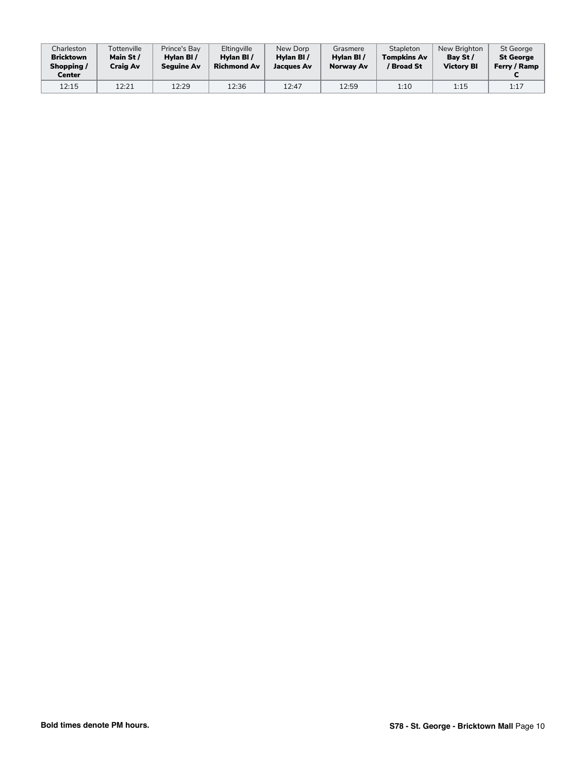| Charleston **Bricktown Shopping / Center** | Tottenville **Main St / Craig Av** | Prince's Bay **Hylan Bl / Seguine Av** | Eltingville **Hylan Bl / Richmond Av** | New Dorp **Hylan Bl / Jacques Av** | Grasmere **Hylan Bl / Norway Av** | Stapleton **Tompkins Av / Broad St** | New Brighton **Bay St / Victory Bl** | St George **St George Ferry / Ramp C** |
|---|---|---|---|---|---|---|---|---|
| 12:15 | 12:21 | 12:29 | 12:36 | 12:47 | 12:59 | 1:10 | 1:15 | 1:17 |

**Bold times denote PM hours.**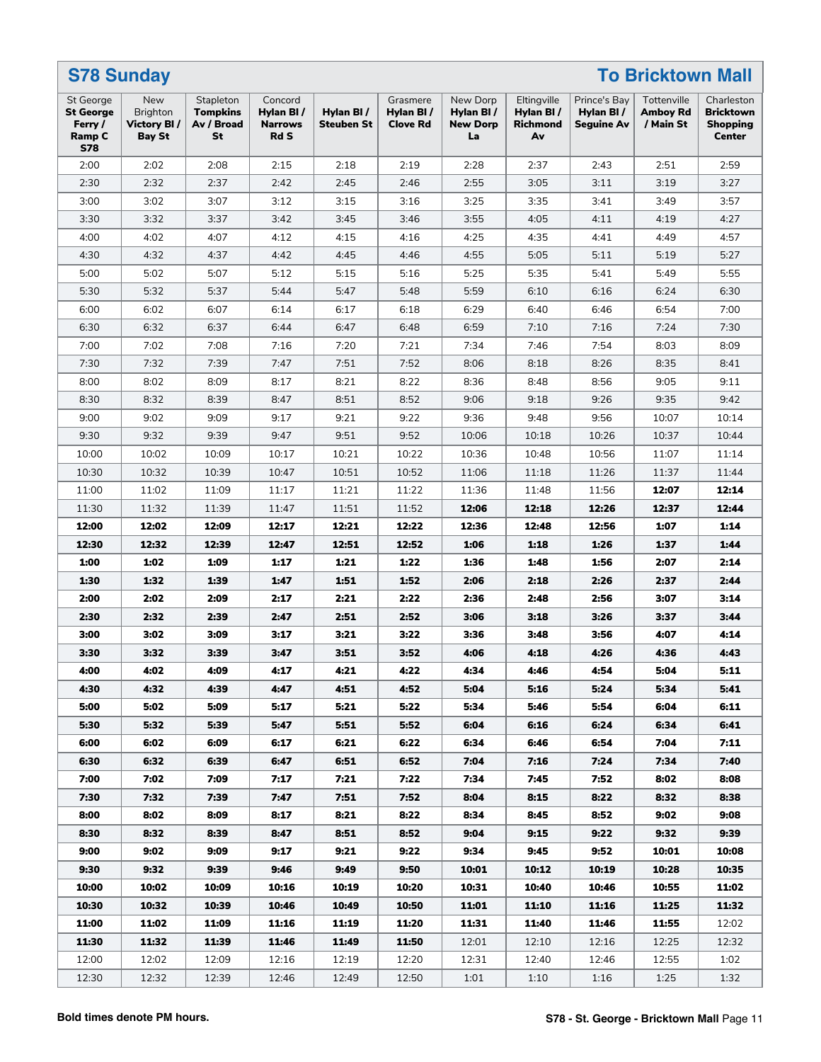## S78 Sunday — To Bricktown Mall

| St George **St George Ferry / Ramp C S78** | New Brighton **Victory Bl / Bay St** | Stapleton **Tompkins Av / Broad St** | Concord **Hylan Bl / Narrows Rd S** | **Hylan Bl / Steuben St** | Grasmere **Hylan Bl / Clove Rd** | New Dorp **Hylan Bl / New Dorp La** | Eltingville **Hylan Bl / Richmond Av** | Prince's Bay **Hylan Bl / Seguine Av** | Tottenville **Amboy Rd / Main St** | Charleston **Bricktown Shopping Center** |
|---|---|---|---|---|---|---|---|---|---|---|
| 2:00 | 2:02 | 2:08 | 2:15 | 2:18 | 2:19 | 2:28 | 2:37 | 2:43 | 2:51 | 2:59 |
| 2:30 | 2:32 | 2:37 | 2:42 | 2:45 | 2:46 | 2:55 | 3:05 | 3:11 | 3:19 | 3:27 |
| 3:00 | 3:02 | 3:07 | 3:12 | 3:15 | 3:16 | 3:25 | 3:35 | 3:41 | 3:49 | 3:57 |
| 3:30 | 3:32 | 3:37 | 3:42 | 3:45 | 3:46 | 3:55 | 4:05 | 4:11 | 4:19 | 4:27 |
| 4:00 | 4:02 | 4:07 | 4:12 | 4:15 | 4:16 | 4:25 | 4:35 | 4:41 | 4:49 | 4:57 |
| 4:30 | 4:32 | 4:37 | 4:42 | 4:45 | 4:46 | 4:55 | 5:05 | 5:11 | 5:19 | 5:27 |
| 5:00 | 5:02 | 5:07 | 5:12 | 5:15 | 5:16 | 5:25 | 5:35 | 5:41 | 5:49 | 5:55 |
| 5:30 | 5:32 | 5:37 | 5:44 | 5:47 | 5:48 | 5:59 | 6:10 | 6:16 | 6:24 | 6:30 |
| 6:00 | 6:02 | 6:07 | 6:14 | 6:17 | 6:18 | 6:29 | 6:40 | 6:46 | 6:54 | 7:00 |
| 6:30 | 6:32 | 6:37 | 6:44 | 6:47 | 6:48 | 6:59 | 7:10 | 7:16 | 7:24 | 7:30 |
| 7:00 | 7:02 | 7:08 | 7:16 | 7:20 | 7:21 | 7:34 | 7:46 | 7:54 | 8:03 | 8:09 |
| 7:30 | 7:32 | 7:39 | 7:47 | 7:51 | 7:52 | 8:06 | 8:18 | 8:26 | 8:35 | 8:41 |
| 8:00 | 8:02 | 8:09 | 8:17 | 8:21 | 8:22 | 8:36 | 8:48 | 8:56 | 9:05 | 9:11 |
| 8:30 | 8:32 | 8:39 | 8:47 | 8:51 | 8:52 | 9:06 | 9:18 | 9:26 | 9:35 | 9:42 |
| 9:00 | 9:02 | 9:09 | 9:17 | 9:21 | 9:22 | 9:36 | 9:48 | 9:56 | 10:07 | 10:14 |
| 9:30 | 9:32 | 9:39 | 9:47 | 9:51 | 9:52 | 10:06 | 10:18 | 10:26 | 10:37 | 10:44 |
| 10:00 | 10:02 | 10:09 | 10:17 | 10:21 | 10:22 | 10:36 | 10:48 | 10:56 | 11:07 | 11:14 |
| 10:30 | 10:32 | 10:39 | 10:47 | 10:51 | 10:52 | 11:06 | 11:18 | 11:26 | 11:37 | 11:44 |
| 11:00 | 11:02 | 11:09 | 11:17 | 11:21 | 11:22 | 11:36 | 11:48 | 11:56 | **12:07** | **12:14** |
| 11:30 | 11:32 | 11:39 | 11:47 | 11:51 | 11:52 | **12:06** | **12:18** | **12:26** | **12:37** | **12:44** |
| **12:00** | **12:02** | **12:09** | **12:17** | **12:21** | **12:22** | **12:36** | **12:48** | **12:56** | **1:07** | **1:14** |
| **12:30** | **12:32** | **12:39** | **12:47** | **12:51** | **12:52** | **1:06** | **1:18** | **1:26** | **1:37** | **1:44** |
| **1:00** | **1:02** | **1:09** | **1:17** | **1:21** | **1:22** | **1:36** | **1:48** | **1:56** | **2:07** | **2:14** |
| **1:30** | **1:32** | **1:39** | **1:47** | **1:51** | **1:52** | **2:06** | **2:18** | **2:26** | **2:37** | **2:44** |
| **2:00** | **2:02** | **2:09** | **2:17** | **2:21** | **2:22** | **2:36** | **2:48** | **2:56** | **3:07** | **3:14** |
| **2:30** | **2:32** | **2:39** | **2:47** | **2:51** | **2:52** | **3:06** | **3:18** | **3:26** | **3:37** | **3:44** |
| **3:00** | **3:02** | **3:09** | **3:17** | **3:21** | **3:22** | **3:36** | **3:48** | **3:56** | **4:07** | **4:14** |
| **3:30** | **3:32** | **3:39** | **3:47** | **3:51** | **3:52** | **4:06** | **4:18** | **4:26** | **4:36** | **4:43** |
| **4:00** | **4:02** | **4:09** | **4:17** | **4:21** | **4:22** | **4:34** | **4:46** | **4:54** | **5:04** | **5:11** |
| **4:30** | **4:32** | **4:39** | **4:47** | **4:51** | **4:52** | **5:04** | **5:16** | **5:24** | **5:34** | **5:41** |
| **5:00** | **5:02** | **5:09** | **5:17** | **5:21** | **5:22** | **5:34** | **5:46** | **5:54** | **6:04** | **6:11** |
| **5:30** | **5:32** | **5:39** | **5:47** | **5:51** | **5:52** | **6:04** | **6:16** | **6:24** | **6:34** | **6:41** |
| **6:00** | **6:02** | **6:09** | **6:17** | **6:21** | **6:22** | **6:34** | **6:46** | **6:54** | **7:04** | **7:11** |
| **6:30** | **6:32** | **6:39** | **6:47** | **6:51** | **6:52** | **7:04** | **7:16** | **7:24** | **7:34** | **7:40** |
| **7:00** | **7:02** | **7:09** | **7:17** | **7:21** | **7:22** | **7:34** | **7:45** | **7:52** | **8:02** | **8:08** |
| **7:30** | **7:32** | **7:39** | **7:47** | **7:51** | **7:52** | **8:04** | **8:15** | **8:22** | **8:32** | **8:38** |
| **8:00** | **8:02** | **8:09** | **8:17** | **8:21** | **8:22** | **8:34** | **8:45** | **8:52** | **9:02** | **9:08** |
| **8:30** | **8:32** | **8:39** | **8:47** | **8:51** | **8:52** | **9:04** | **9:15** | **9:22** | **9:32** | **9:39** |
| **9:00** | **9:02** | **9:09** | **9:17** | **9:21** | **9:22** | **9:34** | **9:45** | **9:52** | **10:01** | **10:08** |
| **9:30** | **9:32** | **9:39** | **9:46** | **9:49** | **9:50** | **10:01** | **10:12** | **10:19** | **10:28** | **10:35** |
| **10:00** | **10:02** | **10:09** | **10:16** | **10:19** | **10:20** | **10:31** | **10:40** | **10:46** | **10:55** | **11:02** |
| **10:30** | **10:32** | **10:39** | **10:46** | **10:49** | **10:50** | **11:01** | **11:10** | **11:16** | **11:25** | **11:32** |
| **11:00** | **11:02** | **11:09** | **11:16** | **11:19** | **11:20** | **11:31** | **11:40** | **11:46** | **11:55** | 12:02 |
| **11:30** | **11:32** | **11:39** | **11:46** | **11:49** | **11:50** | 12:01 | 12:10 | 12:16 | 12:25 | 12:32 |
| 12:00 | 12:02 | 12:09 | 12:16 | 12:19 | 12:20 | 12:31 | 12:40 | 12:46 | 12:55 | 1:02 |
| 12:30 | 12:32 | 12:39 | 12:46 | 12:49 | 12:50 | 1:01 | 1:10 | 1:16 | 1:25 | 1:32 |

**Bold times denote PM hours.**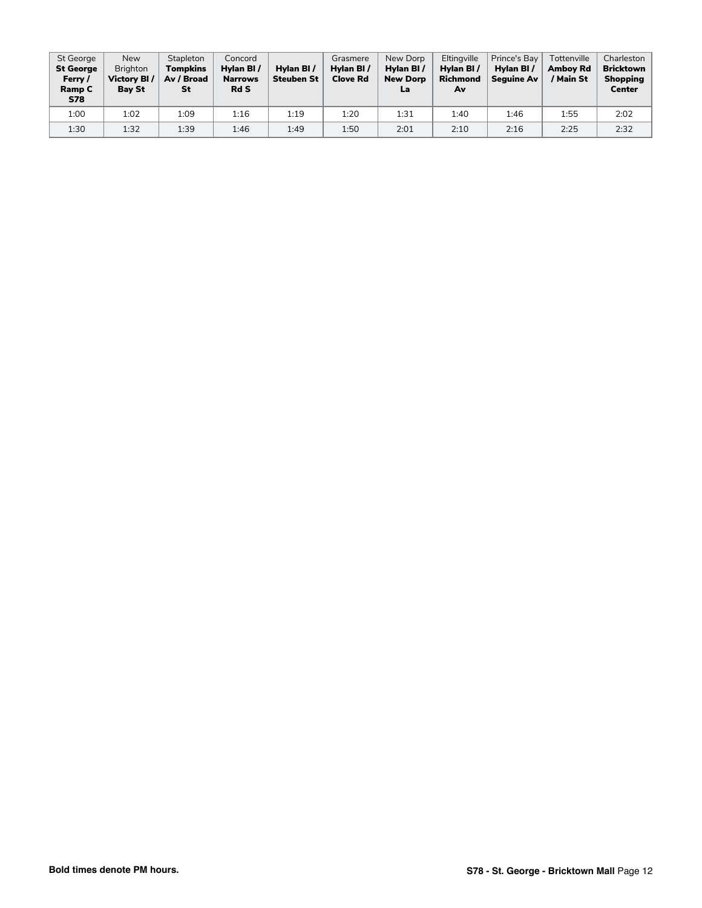| St George **St George Ferry / Ramp C S78** | New Brighton **Victory Bl / Bay St** | Stapleton **Tompkins Av / Broad St** | Concord **Hylan Bl / Narrows Rd S** | **Hylan Bl / Steuben St** | Grasmere **Hylan Bl / Clove Rd** | New Dorp **Hylan Bl / New Dorp La** | Eltingville **Hylan Bl / Richmond Av** | Prince's Bay **Hylan Bl / Seguine Av** | Tottenville **Amboy Rd / Main St** | Charleston **Bricktown Shopping Center** |
|---|---|---|---|---|---|---|---|---|---|---|
| 1:00 | 1:02 | 1:09 | 1:16 | 1:19 | 1:20 | 1:31 | 1:40 | 1:46 | 1:55 | 2:02 |
| 1:30 | 1:32 | 1:39 | 1:46 | 1:49 | 1:50 | 2:01 | 2:10 | 2:16 | 2:25 | 2:32 |

**Bold times denote PM hours.**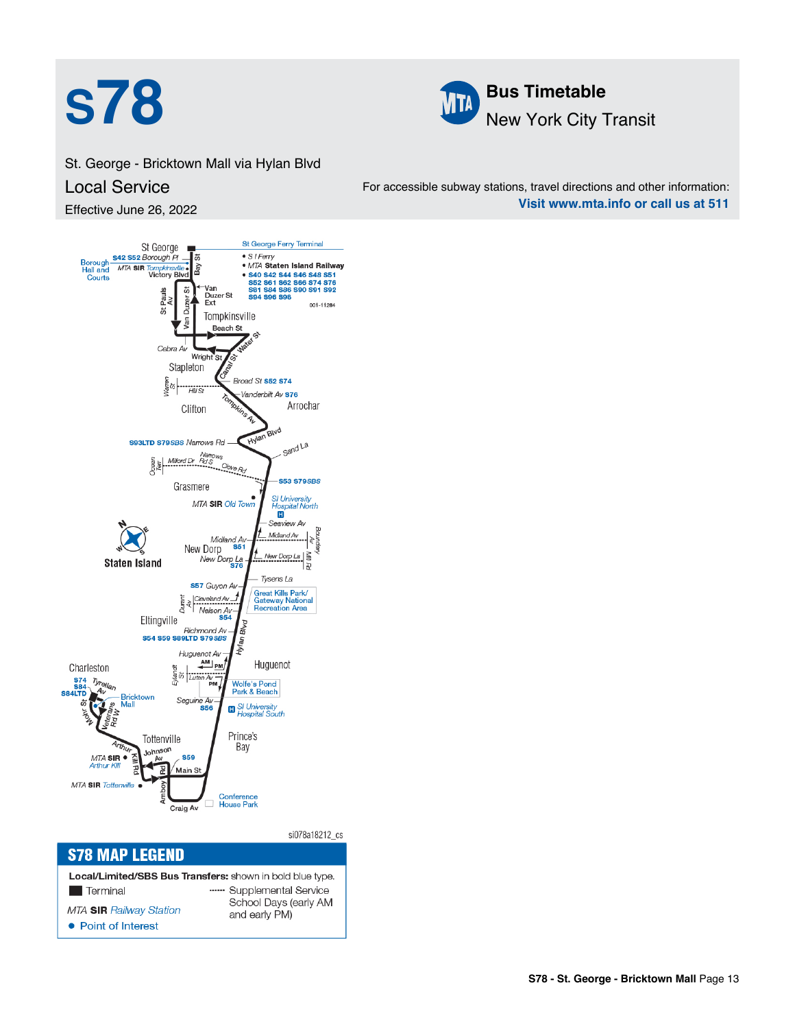# s78

## Bus Timetable
New York City Transit

St. George - Bricktown Mall via Hylan Blvd

## Local Service

Effective June 26, 2022

For accessible subway stations, travel directions and other information:
**Visit www.mta.info or call us at 511**

St George
St George Ferry Terminal
- S I Ferry
- *MTA* **Staten Island Railway**
- **S40 S42 S44 S46 S48 S51 S52 S61 S62 S66 S74 S76 S81 S84 S86 S90 S91 S92 S94 S96 S98**

Borough Hall and Courts
**S42 S52** Borough Pl
*MTA* **SIR** Tompkinsville
Victory Blvd
Bay St
St Pauls Av
Van Duzer St
Van Duzer St Ext
Tompkinsville
Beach St
Water St
Cebra Av
Wright St
Canal St
Stapleton
Broad St **S52 S74**
Warren St
Hill St
Vanderbilt Av **S76**
Tompkins Av
Clifton
Arrochar
Hylan Blvd
**S93LTD S79SBS** Narrows Rd
Sand La
Ocean Terr
Milford Dr
Narrows Rd S
Olive Rd
**S53 S79SBS**
Grasmere
*MTA* **SIR** Old Town
SI University Hospital North
Seaview Av
Midland Av
Boundary Av
Midland Av
**S51**
New Dorp
Mill Rd
New Dorp La
New Dorp La **S76**
Tysens La
**S57** Guyon Av
Great Kills Park/ Gateway National Recreation Area
Durant Av
Cleveland Av
Nelson Av **S54**
Eltingville
Richmond Av
**S54 S59 S89LTD S79SBS**
Hylan Blvd
Huguenot Av
AM PM
Huguenot
Charleston
Eylandt St
Luten Av
PM
Wolfe's Pond Park & Beach
**S74 S84 S84LTD**
Tyrellan Av
Bricktown Mall
Seguine Av **S56**
SI University Hospital South
Muldoon Av
Veterans Rd W
Tottenville
Prince's Bay
Arthur Kill Rd
Johnson Av
*MTA* **SIR** Arthur Kill
**S59**
Main St
Amboy Rd
*MTA* **SIR** Tottenville
Craig Av
Conference House Park

Staten Island

## S78 MAP LEGEND

**Local/Limited/SBS Bus Transfers:** shown in bold blue type.

- Terminal
- *MTA* **SIR** Railway Station
- Point of Interest
- Supplemental Service School Days (early AM and early PM)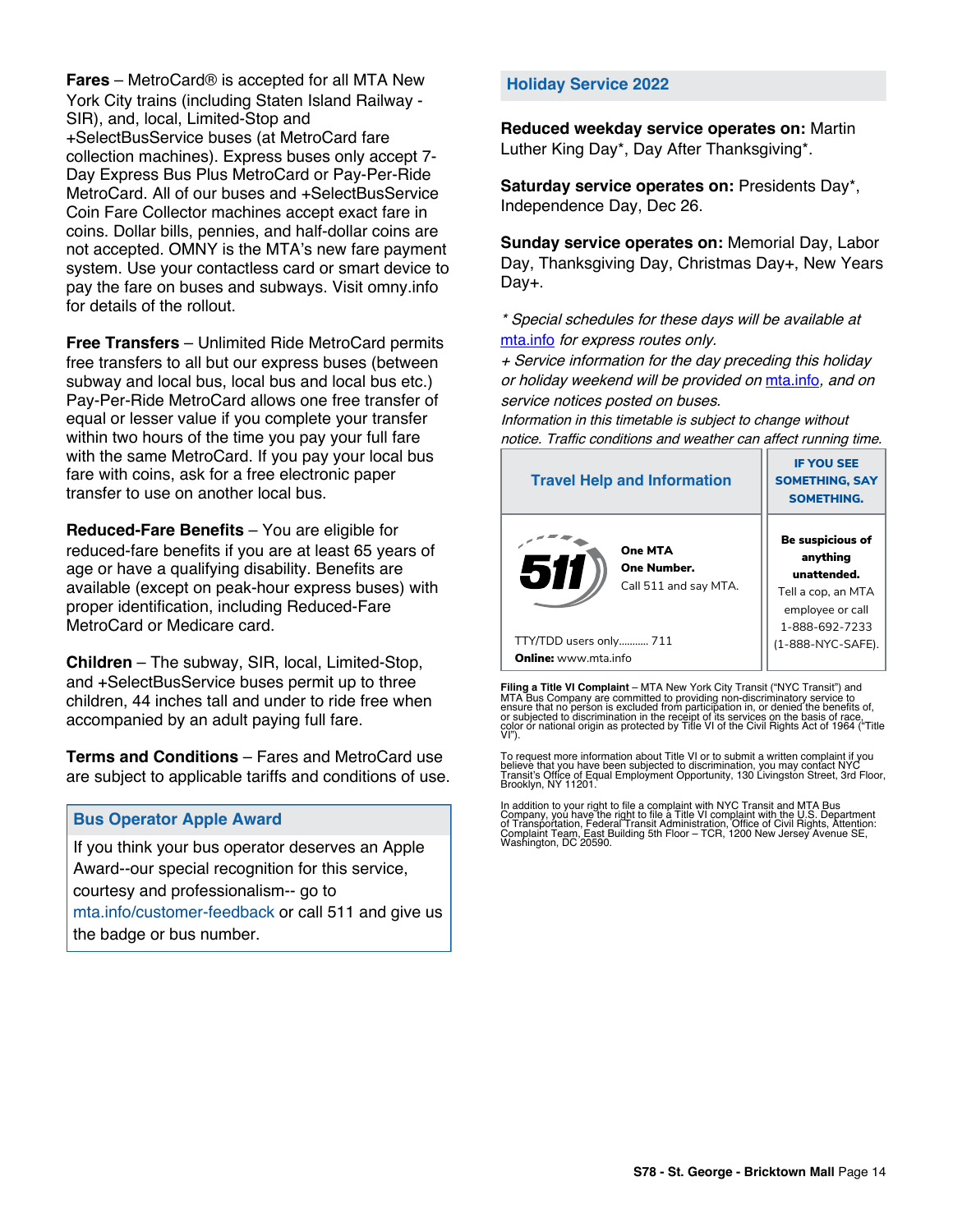**Fares** – MetroCard® is accepted for all MTA New York City trains (including Staten Island Railway - SIR), and, local, Limited-Stop and +SelectBusService buses (at MetroCard fare collection machines). Express buses only accept 7-Day Express Bus Plus MetroCard or Pay-Per-Ride MetroCard. All of our buses and +SelectBusService Coin Fare Collector machines accept exact fare in coins. Dollar bills, pennies, and half-dollar coins are not accepted. OMNY is the MTA's new fare payment system. Use your contactless card or smart device to pay the fare on buses and subways. Visit omny.info for details of the rollout.

**Free Transfers** – Unlimited Ride MetroCard permits free transfers to all but our express buses (between subway and local bus, local bus and local bus etc.) Pay-Per-Ride MetroCard allows one free transfer of equal or lesser value if you complete your transfer within two hours of the time you pay your full fare with the same MetroCard. If you pay your local bus fare with coins, ask for a free electronic paper transfer to use on another local bus.

**Reduced-Fare Benefits** – You are eligible for reduced-fare benefits if you are at least 65 years of age or have a qualifying disability. Benefits are available (except on peak-hour express buses) with proper identification, including Reduced-Fare MetroCard or Medicare card.

**Children** – The subway, SIR, local, Limited-Stop, and +SelectBusService buses permit up to three children, 44 inches tall and under to ride free when accompanied by an adult paying full fare.

**Terms and Conditions** – Fares and MetroCard use are subject to applicable tariffs and conditions of use.

## Bus Operator Apple Award

If you think your bus operator deserves an Apple Award--our special recognition for this service, courtesy and professionalism-- go to mta.info/customer-feedback or call 511 and give us the badge or bus number.

## Holiday Service 2022

**Reduced weekday service operates on:** Martin Luther King Day*, Day After Thanksgiving*.

**Saturday service operates on:** Presidents Day*, Independence Day, Dec 26.

**Sunday service operates on:** Memorial Day, Labor Day, Thanksgiving Day, Christmas Day+, New Years Day+.

*\* Special schedules for these days will be available at mta.info for express routes only.*
*+ Service information for the day preceding this holiday or holiday weekend will be provided on mta.info, and on service notices posted on buses.*
*Information in this timetable is subject to change without notice. Traffic conditions and weather can affect running time.*

| Travel Help and Information | IF YOU SEE SOMETHING, SAY SOMETHING. |
| --- | --- |
| 511 **One MTA One Number.** Call 511 and say MTA. TTY/TDD users only........... 711 **Online:** www.mta.info | **Be suspicious of anything unattended.** Tell a cop, an MTA employee or call 1-888-692-7233 (1-888-NYC-SAFE). |

**Filing a Title VI Complaint** – MTA New York City Transit ("NYC Transit") and MTA Bus Company are committed to providing non-discriminatory service to ensure that no person is excluded from participation in, or denied the benefits of, or subjected to discrimination in the receipt of its services on the basis of race, color or national origin as protected by Title VI of the Civil Rights Act of 1964 ("Title VI").

To request more information about Title VI or to submit a written complaint if you believe that you have been subjected to discrimination, you may contact NYC Transit's Office of Equal Employment Opportunity, 130 Livingston Street, 3rd Floor, Brooklyn, NY 11201.

In addition to your right to file a complaint with NYC Transit and MTA Bus Company, you have the right to file a Title VI complaint with the U.S. Department of Transportation, Federal Transit Administration, Office of Civil Rights, Attention: Complaint Team, East Building 5th Floor – TCR, 1200 New Jersey Avenue SE, Washington, DC 20590.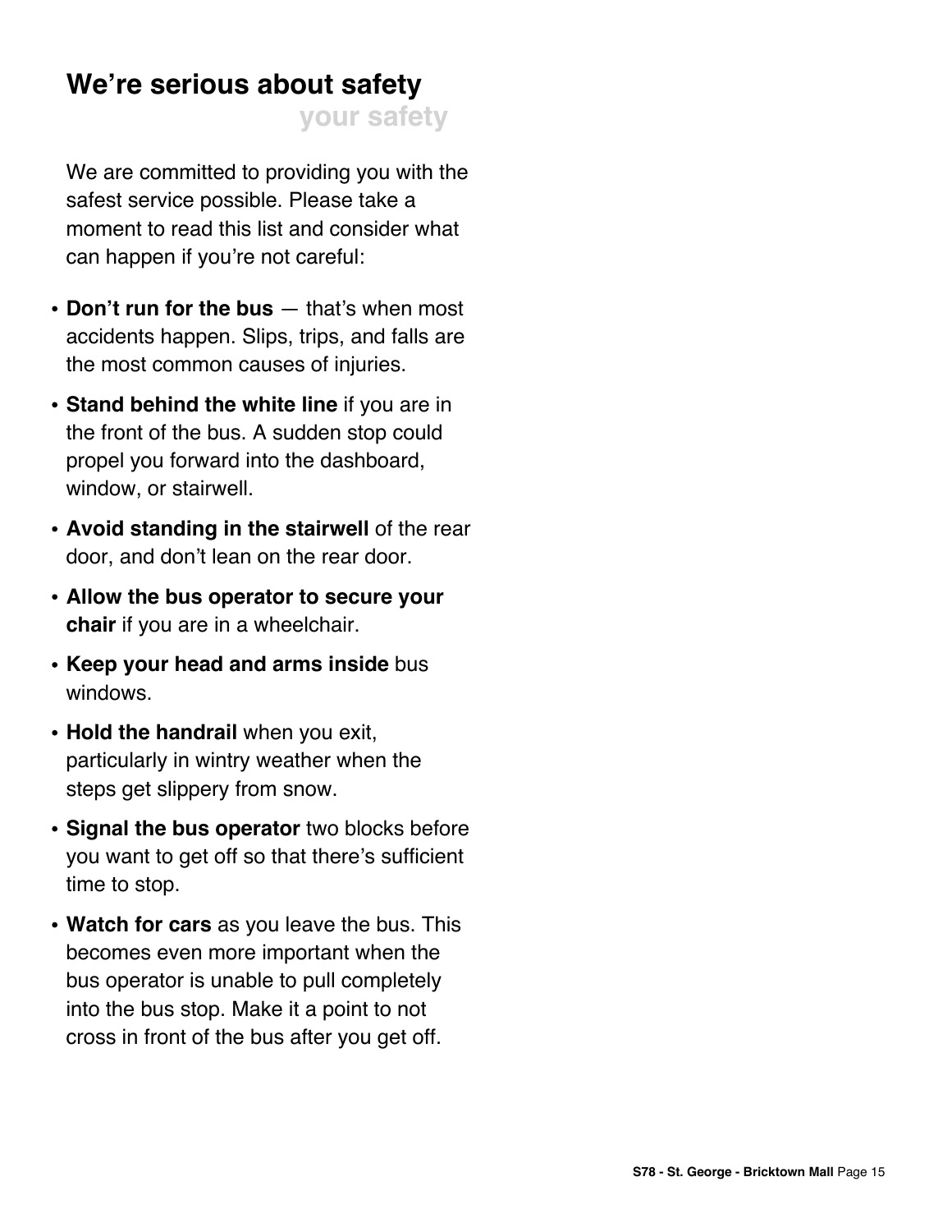## We're serious about safety

**your safety**

We are committed to providing you with the safest service possible. Please take a moment to read this list and consider what can happen if you're not careful:

- **Don't run for the bus** — that's when most accidents happen. Slips, trips, and falls are the most common causes of injuries.
- **Stand behind the white line** if you are in the front of the bus. A sudden stop could propel you forward into the dashboard, window, or stairwell.
- **Avoid standing in the stairwell** of the rear door, and don't lean on the rear door.
- **Allow the bus operator to secure your chair** if you are in a wheelchair.
- **Keep your head and arms inside** bus windows.
- **Hold the handrail** when you exit, particularly in wintry weather when the steps get slippery from snow.
- **Signal the bus operator** two blocks before you want to get off so that there's sufficient time to stop.
- **Watch for cars** as you leave the bus. This becomes even more important when the bus operator is unable to pull completely into the bus stop. Make it a point to not cross in front of the bus after you get off.